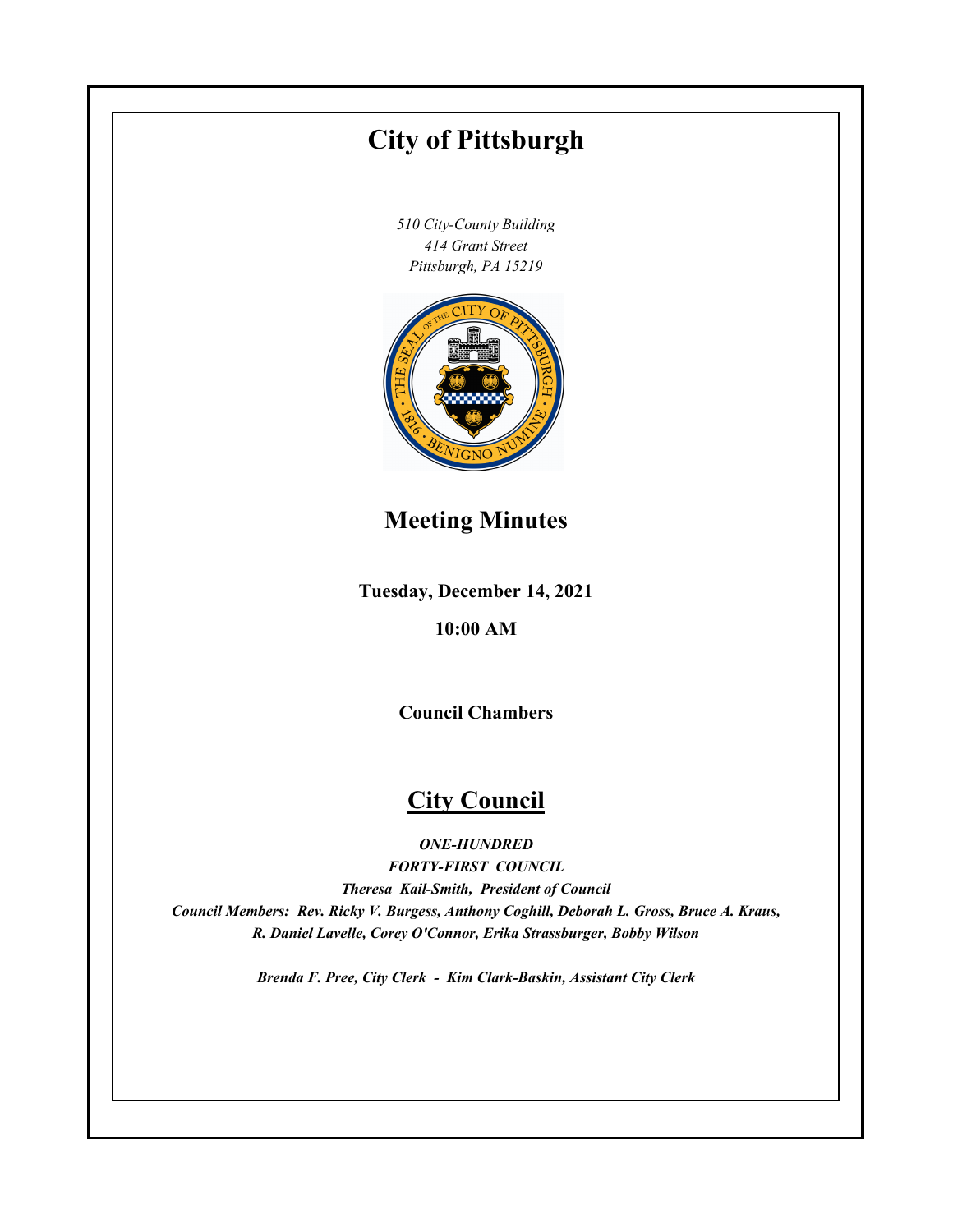# City of Pittsburgh

*510 City-County Building*
*414 Grant Street*
*Pittsburgh, PA 15219*

## Meeting Minutes

**Tuesday, December 14, 2021**

**10:00 AM**

**Council Chambers**

## City Council

***ONE-HUNDRED FORTY-FIRST COUNCIL***

***Theresa Kail-Smith, President of Council***

***Council Members: Rev. Ricky V. Burgess, Anthony Coghill, Deborah L. Gross, Bruce A. Kraus, R. Daniel Lavelle, Corey O'Connor, Erika Strassburger, Bobby Wilson***

***Brenda F. Pree, City Clerk - Kim Clark-Baskin, Assistant City Clerk***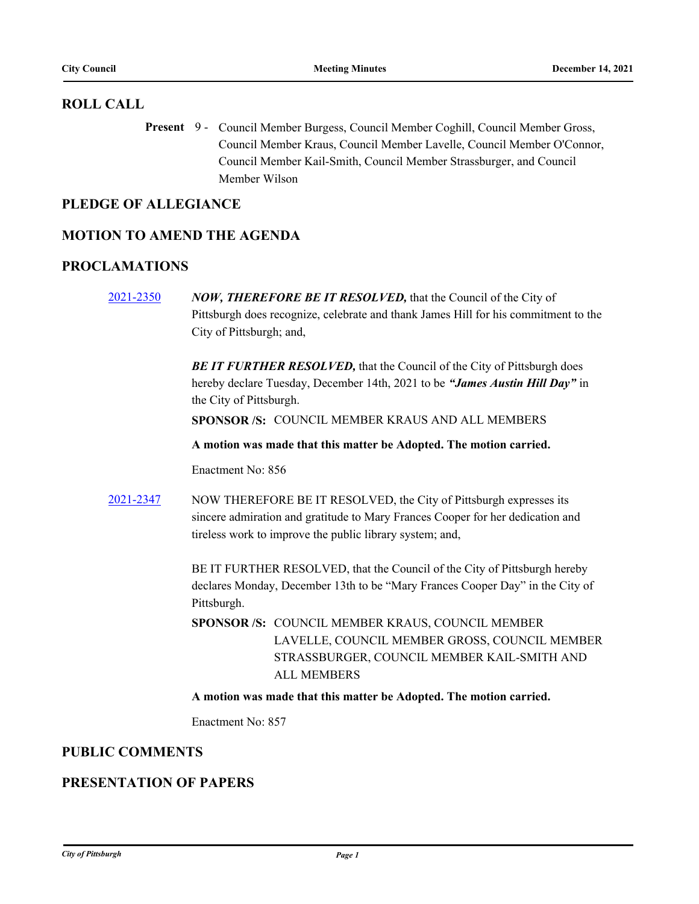## ROLL CALL

**Present** 9 - Council Member Burgess, Council Member Coghill, Council Member Gross, Council Member Kraus, Council Member Lavelle, Council Member O'Connor, Council Member Kail-Smith, Council Member Strassburger, and Council Member Wilson

## PLEDGE OF ALLEGIANCE

## MOTION TO AMEND THE AGENDA

## PROCLAMATIONS

2021-2350 ***NOW, THEREFORE BE IT RESOLVED,*** that the Council of the City of Pittsburgh does recognize, celebrate and thank James Hill for his commitment to the City of Pittsburgh; and,

***BE IT FURTHER RESOLVED,*** that the Council of the City of Pittsburgh does hereby declare Tuesday, December 14th, 2021 to be ***"James Austin Hill Day"*** in the City of Pittsburgh.

**SPONSOR /S:** COUNCIL MEMBER KRAUS AND ALL MEMBERS

**A motion was made that this matter be Adopted. The motion carried.**

Enactment No: 856

2021-2347 NOW THEREFORE BE IT RESOLVED, the City of Pittsburgh expresses its sincere admiration and gratitude to Mary Frances Cooper for her dedication and tireless work to improve the public library system; and,

BE IT FURTHER RESOLVED, that the Council of the City of Pittsburgh hereby declares Monday, December 13th to be "Mary Frances Cooper Day" in the City of Pittsburgh.

**SPONSOR /S:** COUNCIL MEMBER KRAUS, COUNCIL MEMBER LAVELLE, COUNCIL MEMBER GROSS, COUNCIL MEMBER STRASSBURGER, COUNCIL MEMBER KAIL-SMITH AND ALL MEMBERS

**A motion was made that this matter be Adopted. The motion carried.**

Enactment No: 857

## PUBLIC COMMENTS

## PRESENTATION OF PAPERS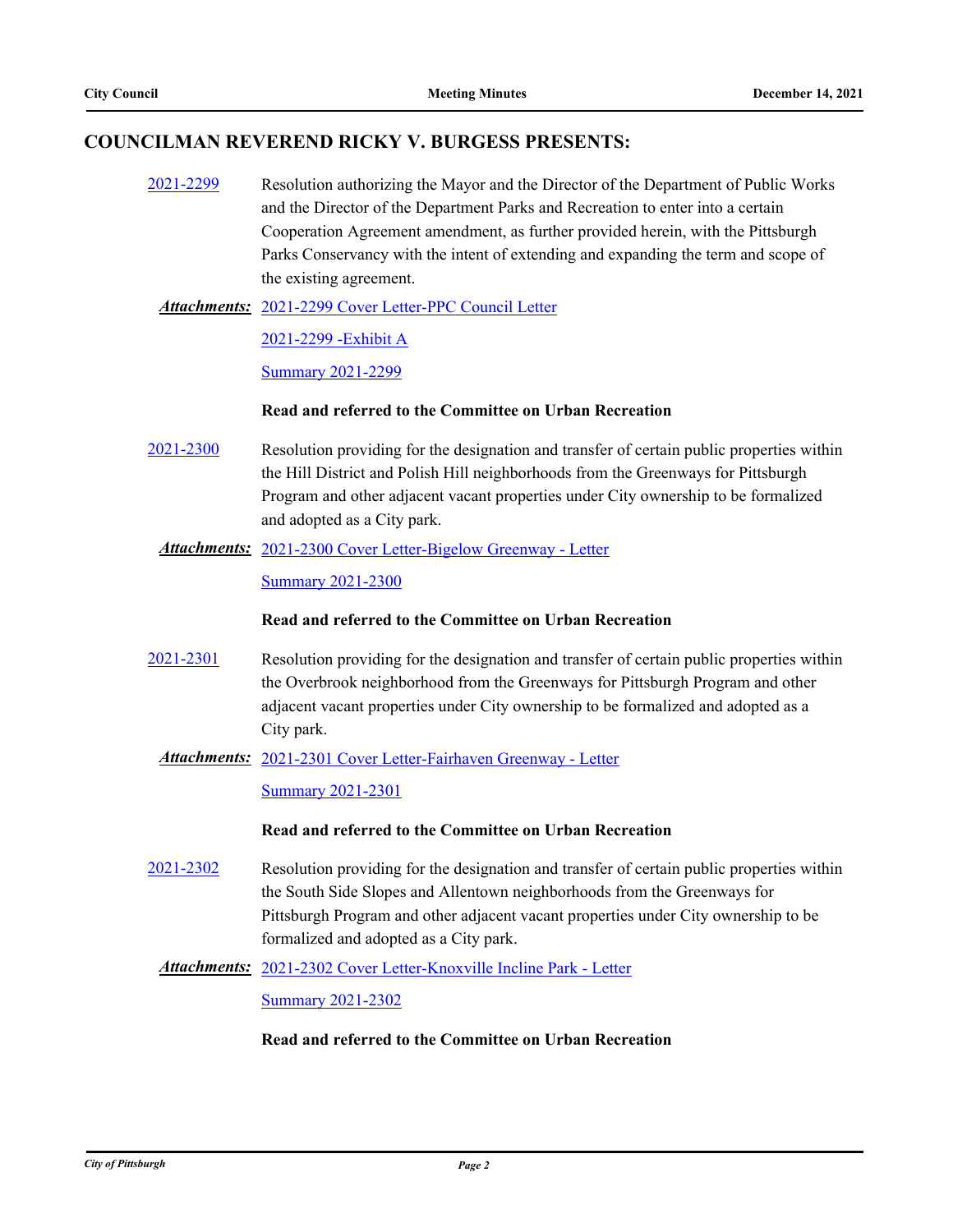## COUNCILMAN REVEREND RICKY V. BURGESS PRESENTS:

2021-2299 Resolution authorizing the Mayor and the Director of the Department of Public Works and the Director of the Department Parks and Recreation to enter into a certain Cooperation Agreement amendment, as further provided herein, with the Pittsburgh Parks Conservancy with the intent of extending and expanding the term and scope of the existing agreement.

***Attachments:*** 2021-2299 Cover Letter-PPC Council Letter

2021-2299 -Exhibit A

Summary 2021-2299

**Read and referred to the Committee on Urban Recreation**

2021-2300 Resolution providing for the designation and transfer of certain public properties within the Hill District and Polish Hill neighborhoods from the Greenways for Pittsburgh Program and other adjacent vacant properties under City ownership to be formalized and adopted as a City park.

***Attachments:*** 2021-2300 Cover Letter-Bigelow Greenway - Letter

Summary 2021-2300

**Read and referred to the Committee on Urban Recreation**

2021-2301 Resolution providing for the designation and transfer of certain public properties within the Overbrook neighborhood from the Greenways for Pittsburgh Program and other adjacent vacant properties under City ownership to be formalized and adopted as a City park.

***Attachments:*** 2021-2301 Cover Letter-Fairhaven Greenway - Letter

Summary 2021-2301

**Read and referred to the Committee on Urban Recreation**

2021-2302 Resolution providing for the designation and transfer of certain public properties within the South Side Slopes and Allentown neighborhoods from the Greenways for Pittsburgh Program and other adjacent vacant properties under City ownership to be formalized and adopted as a City park.

***Attachments:*** 2021-2302 Cover Letter-Knoxville Incline Park - Letter

Summary 2021-2302

**Read and referred to the Committee on Urban Recreation**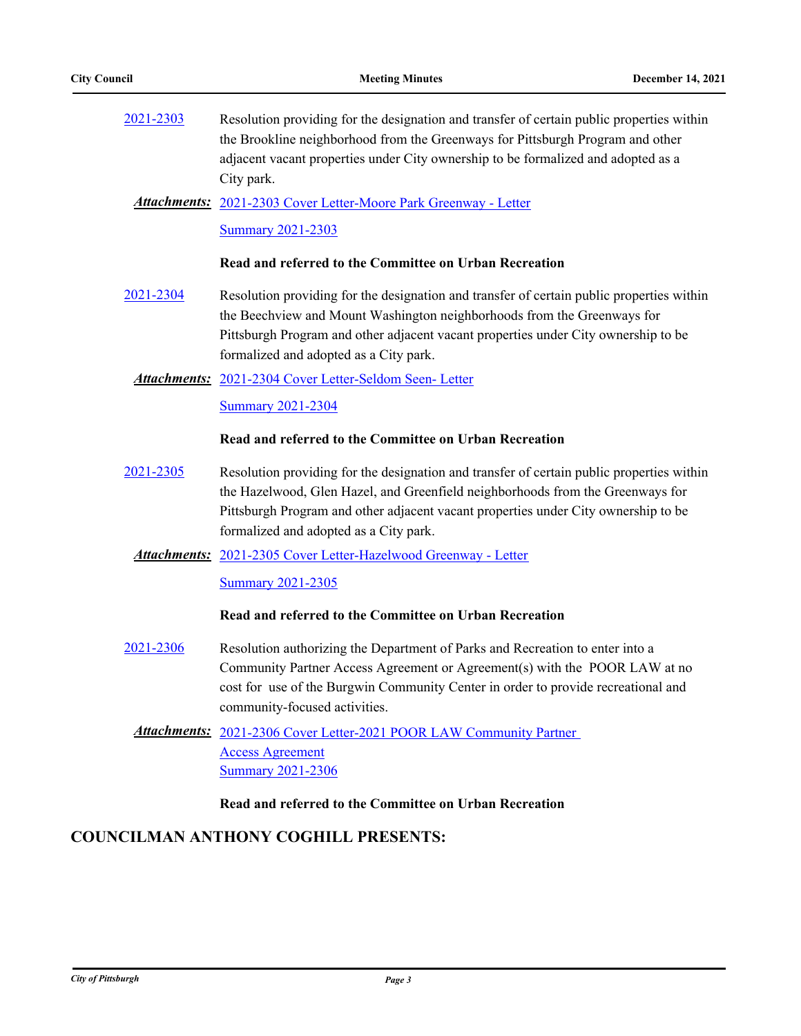2021-2303 Resolution providing for the designation and transfer of certain public properties within the Brookline neighborhood from the Greenways for Pittsburgh Program and other adjacent vacant properties under City ownership to be formalized and adopted as a City park.

***Attachments:*** 2021-2303 Cover Letter-Moore Park Greenway - Letter

Summary 2021-2303

**Read and referred to the Committee on Urban Recreation**

2021-2304 Resolution providing for the designation and transfer of certain public properties within the Beechview and Mount Washington neighborhoods from the Greenways for Pittsburgh Program and other adjacent vacant properties under City ownership to be formalized and adopted as a City park.

***Attachments:*** 2021-2304 Cover Letter-Seldom Seen- Letter

Summary 2021-2304

**Read and referred to the Committee on Urban Recreation**

2021-2305 Resolution providing for the designation and transfer of certain public properties within the Hazelwood, Glen Hazel, and Greenfield neighborhoods from the Greenways for Pittsburgh Program and other adjacent vacant properties under City ownership to be formalized and adopted as a City park.

***Attachments:*** 2021-2305 Cover Letter-Hazelwood Greenway - Letter

Summary 2021-2305

**Read and referred to the Committee on Urban Recreation**

2021-2306 Resolution authorizing the Department of Parks and Recreation to enter into a Community Partner Access Agreement or Agreement(s) with the POOR LAW at no cost for use of the Burgwin Community Center in order to provide recreational and community-focused activities.

***Attachments:*** 2021-2306 Cover Letter-2021 POOR LAW Community Partner Access Agreement

Summary 2021-2306

**Read and referred to the Committee on Urban Recreation**

## COUNCILMAN ANTHONY COGHILL PRESENTS: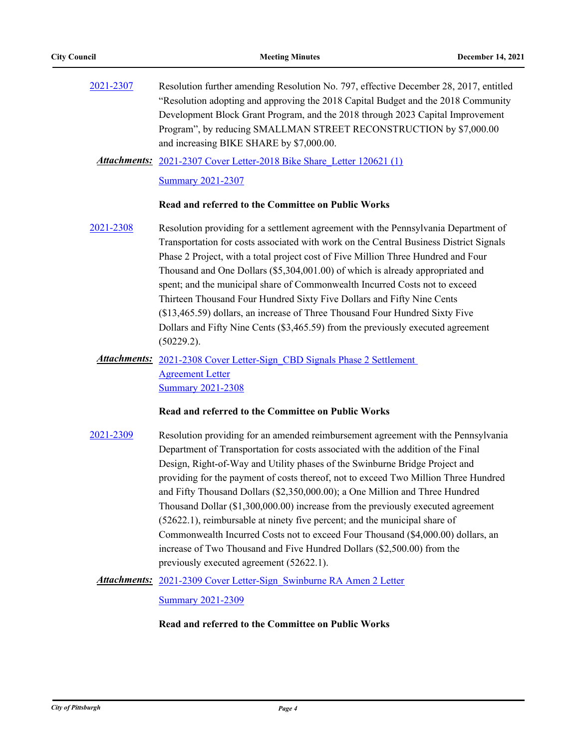2021-2307 Resolution further amending Resolution No. 797, effective December 28, 2017, entitled "Resolution adopting and approving the 2018 Capital Budget and the 2018 Community Development Block Grant Program, and the 2018 through 2023 Capital Improvement Program", by reducing SMALLMAN STREET RECONSTRUCTION by $7,000.00 and increasing BIKE SHARE by $7,000.00.

***Attachments:*** 2021-2307 Cover Letter-2018 Bike Share_Letter 120621 (1)

Summary 2021-2307

**Read and referred to the Committee on Public Works**

2021-2308 Resolution providing for a settlement agreement with the Pennsylvania Department of Transportation for costs associated with work on the Central Business District Signals Phase 2 Project, with a total project cost of Five Million Three Hundred and Four Thousand and One Dollars ($5,304,001.00) of which is already appropriated and spent; and the municipal share of Commonwealth Incurred Costs not to exceed Thirteen Thousand Four Hundred Sixty Five Dollars and Fifty Nine Cents ($13,465.59) dollars, an increase of Three Thousand Four Hundred Sixty Five Dollars and Fifty Nine Cents ($3,465.59) from the previously executed agreement (50229.2).

***Attachments:*** 2021-2308 Cover Letter-Sign_CBD Signals Phase 2 Settlement Agreement Letter

Summary 2021-2308

**Read and referred to the Committee on Public Works**

2021-2309 Resolution providing for an amended reimbursement agreement with the Pennsylvania Department of Transportation for costs associated with the addition of the Final Design, Right-of-Way and Utility phases of the Swinburne Bridge Project and providing for the payment of costs thereof, not to exceed Two Million Three Hundred and Fifty Thousand Dollars ($2,350,000.00); a One Million and Three Hundred Thousand Dollar ($1,300,000.00) increase from the previously executed agreement (52622.1), reimbursable at ninety five percent; and the municipal share of Commonwealth Incurred Costs not to exceed Four Thousand ($4,000.00) dollars, an increase of Two Thousand and Five Hundred Dollars ($2,500.00) from the previously executed agreement (52622.1).

***Attachments:*** 2021-2309 Cover Letter-Sign_Swinburne RA Amen 2 Letter

Summary 2021-2309

**Read and referred to the Committee on Public Works**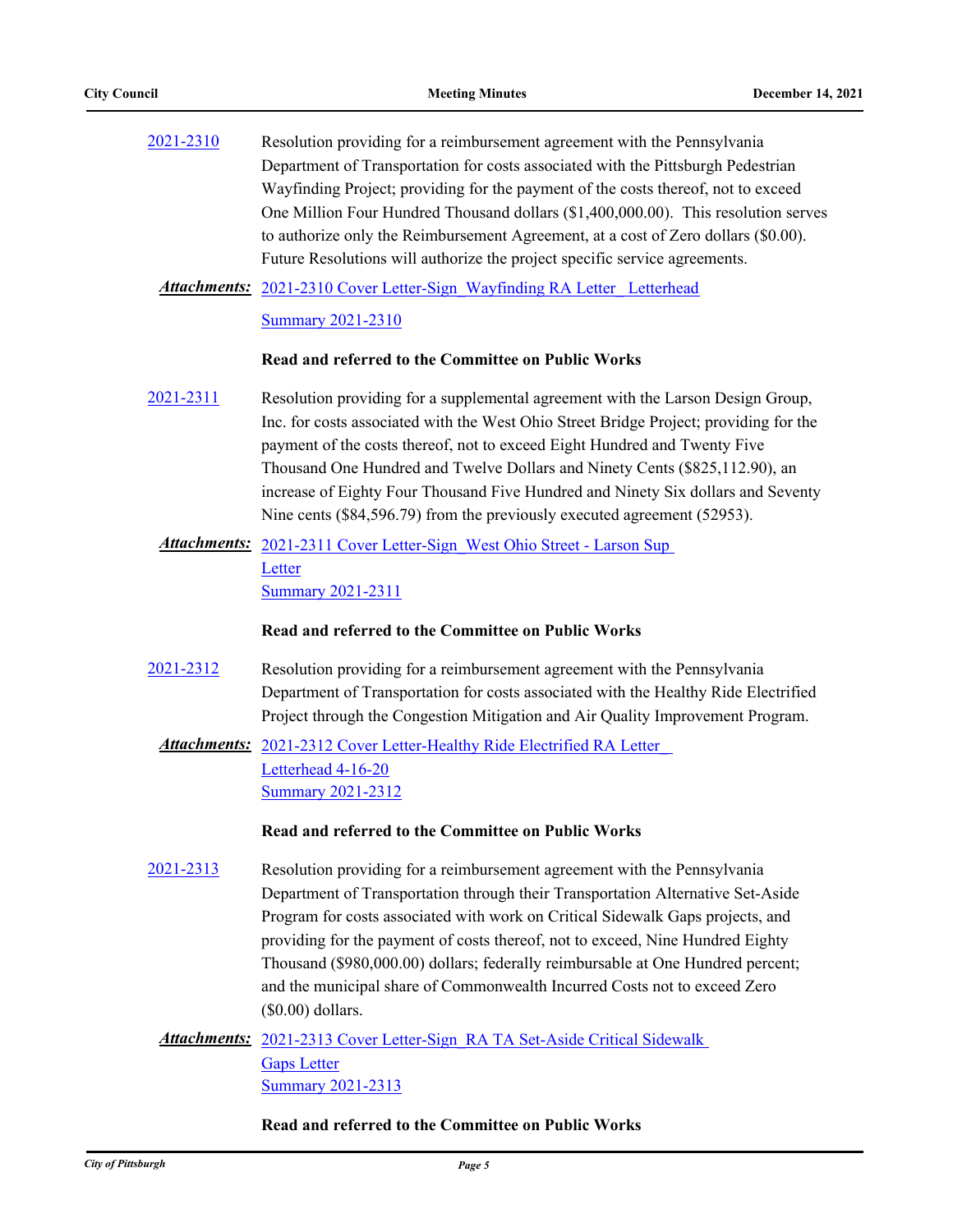2021-2310 Resolution providing for a reimbursement agreement with the Pennsylvania Department of Transportation for costs associated with the Pittsburgh Pedestrian Wayfinding Project; providing for the payment of the costs thereof, not to exceed One Million Four Hundred Thousand dollars ($1,400,000.00). This resolution serves to authorize only the Reimbursement Agreement, at a cost of Zero dollars ($0.00). Future Resolutions will authorize the project specific service agreements.

***Attachments:*** 2021-2310 Cover Letter-Sign_Wayfinding RA Letter_ Letterhead
Summary 2021-2310

**Read and referred to the Committee on Public Works**

2021-2311 Resolution providing for a supplemental agreement with the Larson Design Group, Inc. for costs associated with the West Ohio Street Bridge Project; providing for the payment of the costs thereof, not to exceed Eight Hundred and Twenty Five Thousand One Hundred and Twelve Dollars and Ninety Cents ($825,112.90), an increase of Eighty Four Thousand Five Hundred and Ninety Six dollars and Seventy Nine cents ($84,596.79) from the previously executed agreement (52953).

***Attachments:*** 2021-2311 Cover Letter-Sign_West Ohio Street - Larson Sup Letter
Summary 2021-2311

**Read and referred to the Committee on Public Works**

2021-2312 Resolution providing for a reimbursement agreement with the Pennsylvania Department of Transportation for costs associated with the Healthy Ride Electrified Project through the Congestion Mitigation and Air Quality Improvement Program.

***Attachments:*** 2021-2312 Cover Letter-Healthy Ride Electrified RA Letter_ Letterhead 4-16-20
Summary 2021-2312

**Read and referred to the Committee on Public Works**

2021-2313 Resolution providing for a reimbursement agreement with the Pennsylvania Department of Transportation through their Transportation Alternative Set-Aside Program for costs associated with work on Critical Sidewalk Gaps projects, and providing for the payment of costs thereof, not to exceed, Nine Hundred Eighty Thousand ($980,000.00) dollars; federally reimbursable at One Hundred percent; and the municipal share of Commonwealth Incurred Costs not to exceed Zero ($0.00) dollars.

***Attachments:*** 2021-2313 Cover Letter-Sign_RA TA Set-Aside Critical Sidewalk Gaps Letter
Summary 2021-2313

**Read and referred to the Committee on Public Works**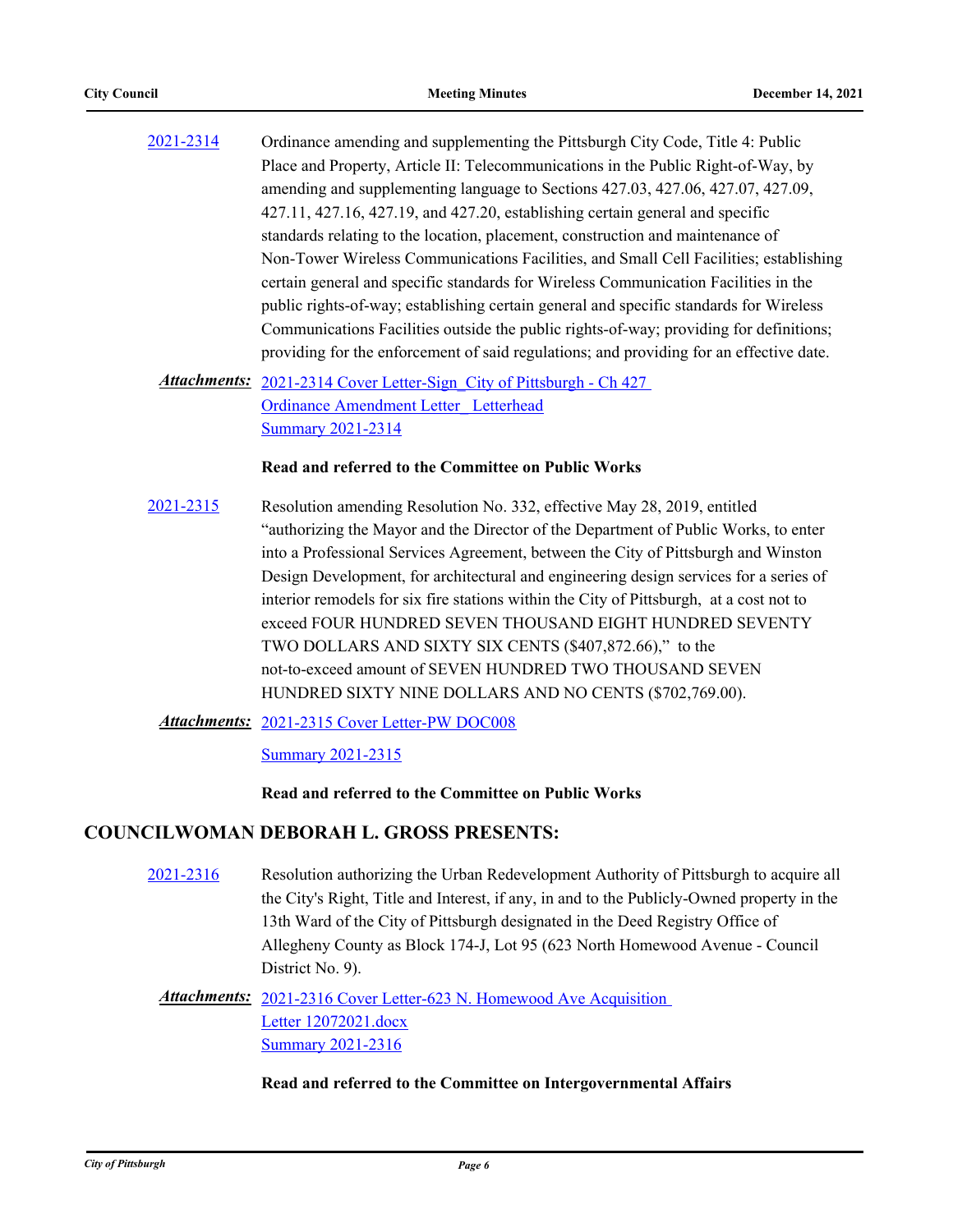2021-2314 Ordinance amending and supplementing the Pittsburgh City Code, Title 4: Public Place and Property, Article II: Telecommunications in the Public Right-of-Way, by amending and supplementing language to Sections 427.03, 427.06, 427.07, 427.09, 427.11, 427.16, 427.19, and 427.20, establishing certain general and specific standards relating to the location, placement, construction and maintenance of Non-Tower Wireless Communications Facilities, and Small Cell Facilities; establishing certain general and specific standards for Wireless Communication Facilities in the public rights-of-way; establishing certain general and specific standards for Wireless Communications Facilities outside the public rights-of-way; providing for definitions; providing for the enforcement of said regulations; and providing for an effective date.

***Attachments:*** 2021-2314 Cover Letter-Sign_City of Pittsburgh - Ch 427 Ordinance Amendment Letter _Letterhead
Summary 2021-2314

**Read and referred to the Committee on Public Works**

2021-2315 Resolution amending Resolution No. 332, effective May 28, 2019, entitled "authorizing the Mayor and the Director of the Department of Public Works, to enter into a Professional Services Agreement, between the City of Pittsburgh and Winston Design Development, for architectural and engineering design services for a series of interior remodels for six fire stations within the City of Pittsburgh, at a cost not to exceed FOUR HUNDRED SEVEN THOUSAND EIGHT HUNDRED SEVENTY TWO DOLLARS AND SIXTY SIX CENTS ($407,872.66)," to the not-to-exceed amount of SEVEN HUNDRED TWO THOUSAND SEVEN HUNDRED SIXTY NINE DOLLARS AND NO CENTS ($702,769.00).

***Attachments:*** 2021-2315 Cover Letter-PW DOC008
Summary 2021-2315

**Read and referred to the Committee on Public Works**

## COUNCILWOMAN DEBORAH L. GROSS PRESENTS:

2021-2316 Resolution authorizing the Urban Redevelopment Authority of Pittsburgh to acquire all the City's Right, Title and Interest, if any, in and to the Publicly-Owned property in the 13th Ward of the City of Pittsburgh designated in the Deed Registry Office of Allegheny County as Block 174-J, Lot 95 (623 North Homewood Avenue - Council District No. 9).

***Attachments:*** 2021-2316 Cover Letter-623 N. Homewood Ave Acquisition Letter 12072021.docx
Summary 2021-2316

**Read and referred to the Committee on Intergovernmental Affairs**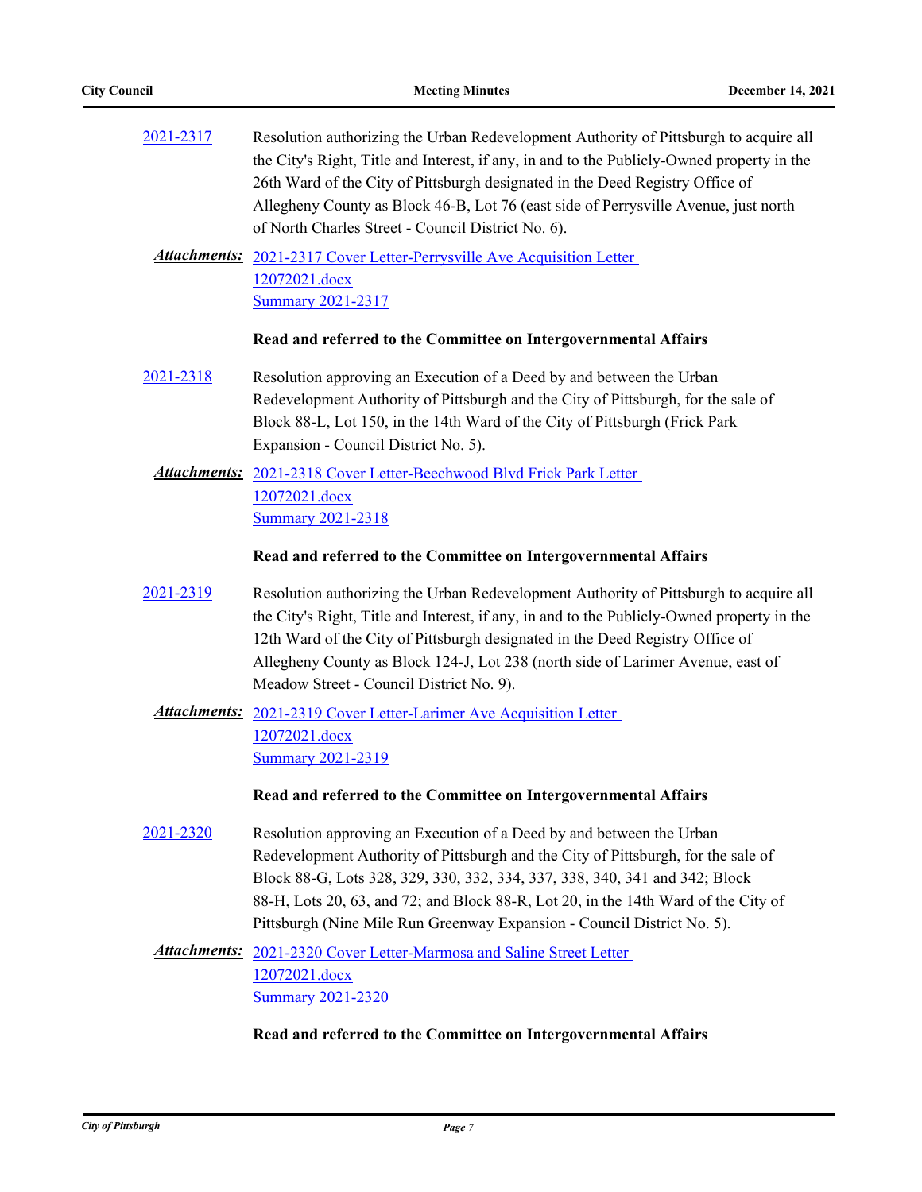2021-2317 Resolution authorizing the Urban Redevelopment Authority of Pittsburgh to acquire all the City's Right, Title and Interest, if any, in and to the Publicly-Owned property in the 26th Ward of the City of Pittsburgh designated in the Deed Registry Office of Allegheny County as Block 46-B, Lot 76 (east side of Perrysville Avenue, just north of North Charles Street - Council District No. 6).

***Attachments:*** 2021-2317 Cover Letter-Perrysville Ave Acquisition Letter 12072021.docx
Summary 2021-2317

**Read and referred to the Committee on Intergovernmental Affairs**

2021-2318 Resolution approving an Execution of a Deed by and between the Urban Redevelopment Authority of Pittsburgh and the City of Pittsburgh, for the sale of Block 88-L, Lot 150, in the 14th Ward of the City of Pittsburgh (Frick Park Expansion - Council District No. 5).

***Attachments:*** 2021-2318 Cover Letter-Beechwood Blvd Frick Park Letter 12072021.docx
Summary 2021-2318

**Read and referred to the Committee on Intergovernmental Affairs**

2021-2319 Resolution authorizing the Urban Redevelopment Authority of Pittsburgh to acquire all the City's Right, Title and Interest, if any, in and to the Publicly-Owned property in the 12th Ward of the City of Pittsburgh designated in the Deed Registry Office of Allegheny County as Block 124-J, Lot 238 (north side of Larimer Avenue, east of Meadow Street - Council District No. 9).

***Attachments:*** 2021-2319 Cover Letter-Larimer Ave Acquisition Letter 12072021.docx
Summary 2021-2319

**Read and referred to the Committee on Intergovernmental Affairs**

2021-2320 Resolution approving an Execution of a Deed by and between the Urban Redevelopment Authority of Pittsburgh and the City of Pittsburgh, for the sale of Block 88-G, Lots 328, 329, 330, 332, 334, 337, 338, 340, 341 and 342; Block 88-H, Lots 20, 63, and 72; and Block 88-R, Lot 20, in the 14th Ward of the City of Pittsburgh (Nine Mile Run Greenway Expansion - Council District No. 5).

***Attachments:*** 2021-2320 Cover Letter-Marmosa and Saline Street Letter 12072021.docx
Summary 2021-2320

**Read and referred to the Committee on Intergovernmental Affairs**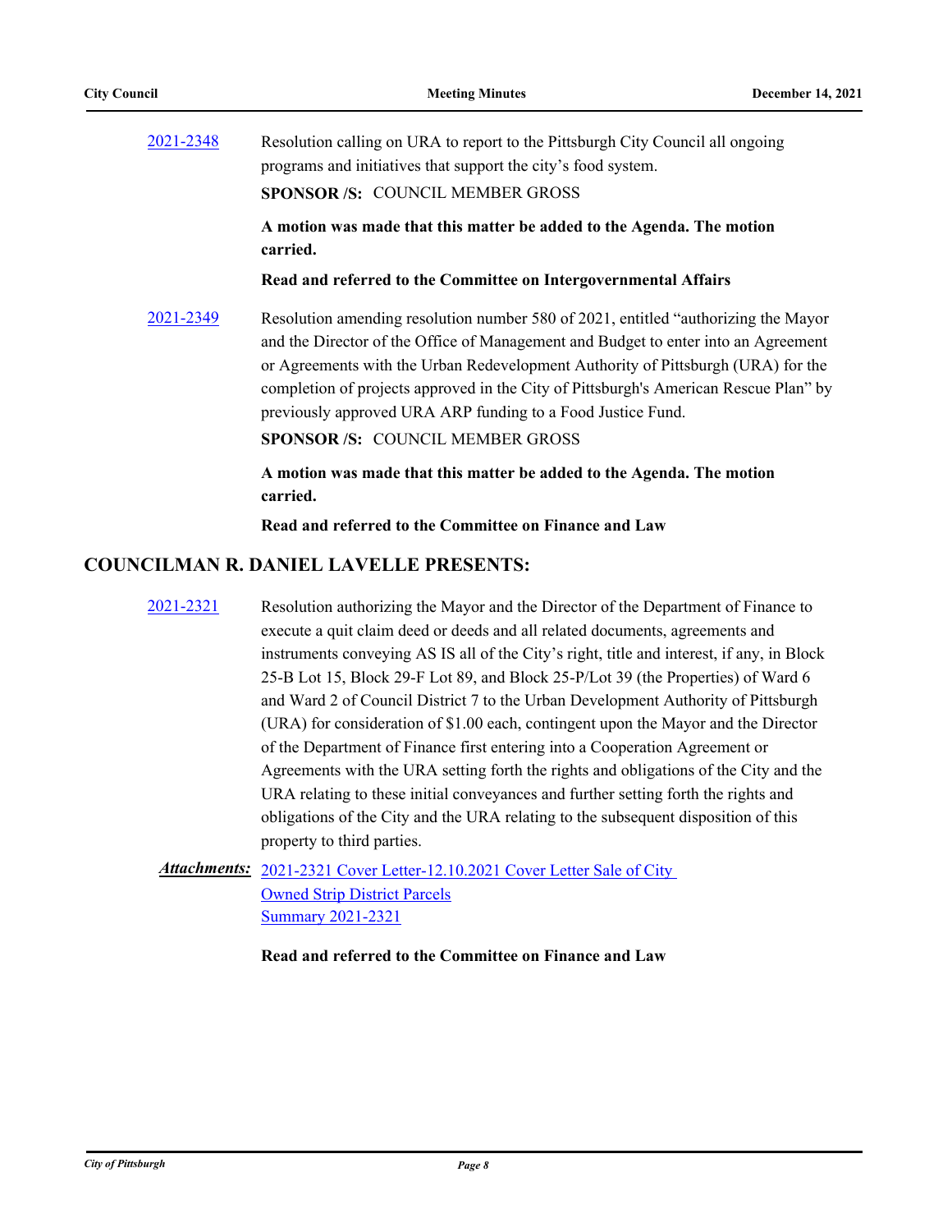2021-2348 Resolution calling on URA to report to the Pittsburgh City Council all ongoing programs and initiatives that support the city's food system.

**SPONSOR /S:** COUNCIL MEMBER GROSS

**A motion was made that this matter be added to the Agenda. The motion carried.**

**Read and referred to the Committee on Intergovernmental Affairs**

2021-2349 Resolution amending resolution number 580 of 2021, entitled "authorizing the Mayor and the Director of the Office of Management and Budget to enter into an Agreement or Agreements with the Urban Redevelopment Authority of Pittsburgh (URA) for the completion of projects approved in the City of Pittsburgh's American Rescue Plan" by previously approved URA ARP funding to a Food Justice Fund.

**SPONSOR /S:** COUNCIL MEMBER GROSS

**A motion was made that this matter be added to the Agenda. The motion carried.**

**Read and referred to the Committee on Finance and Law**

## COUNCILMAN R. DANIEL LAVELLE PRESENTS:

2021-2321 Resolution authorizing the Mayor and the Director of the Department of Finance to execute a quit claim deed or deeds and all related documents, agreements and instruments conveying AS IS all of the City's right, title and interest, if any, in Block 25-B Lot 15, Block 29-F Lot 89, and Block 25-P/Lot 39 (the Properties) of Ward 6 and Ward 2 of Council District 7 to the Urban Development Authority of Pittsburgh (URA) for consideration of $1.00 each, contingent upon the Mayor and the Director of the Department of Finance first entering into a Cooperation Agreement or Agreements with the URA setting forth the rights and obligations of the City and the URA relating to these initial conveyances and further setting forth the rights and obligations of the City and the URA relating to the subsequent disposition of this property to third parties.

***Attachments:*** 2021-2321 Cover Letter-12.10.2021 Cover Letter Sale of City Owned Strip District Parcels
Summary 2021-2321

**Read and referred to the Committee on Finance and Law**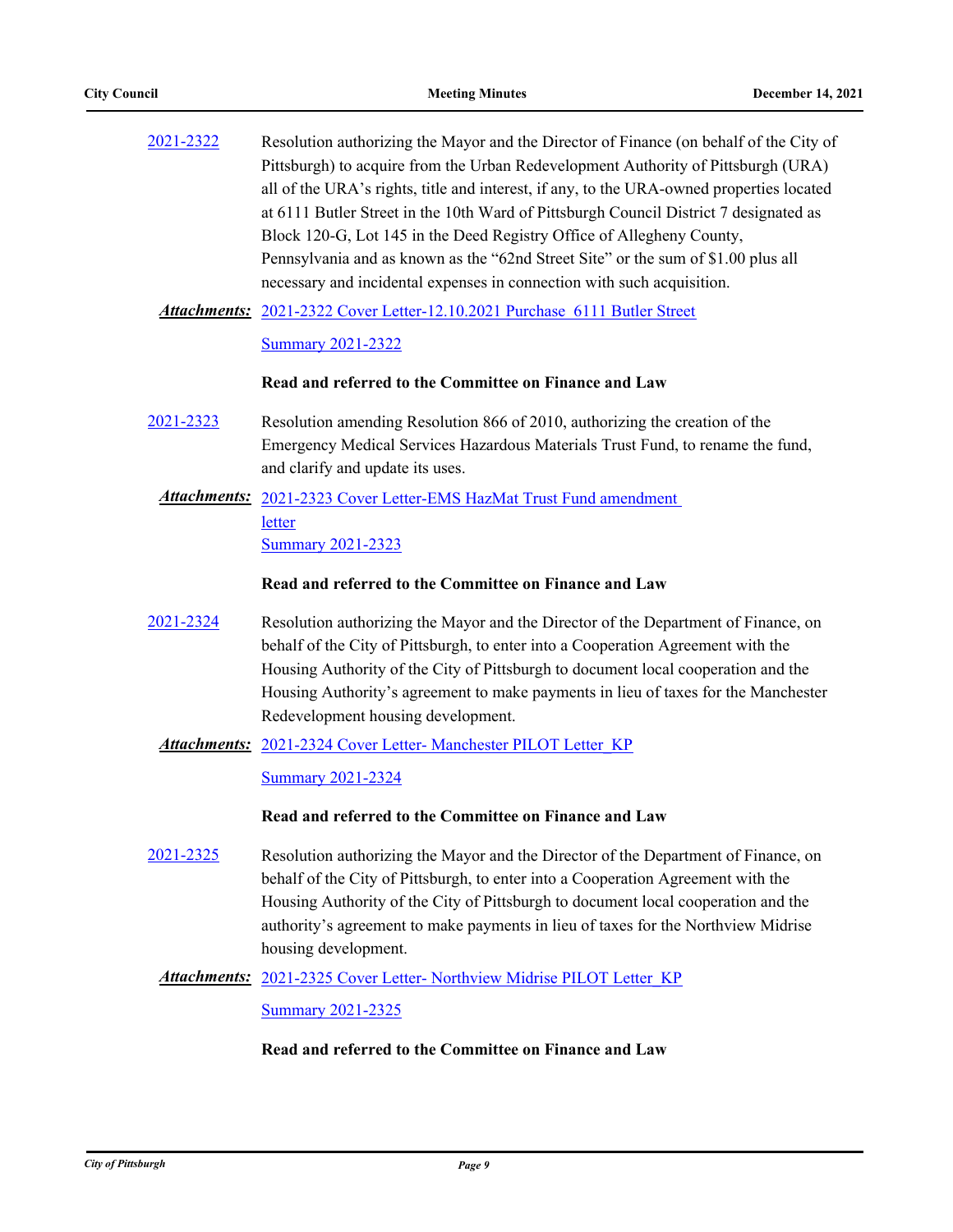[2021-2322](#) Resolution authorizing the Mayor and the Director of Finance (on behalf of the City of Pittsburgh) to acquire from the Urban Redevelopment Authority of Pittsburgh (URA) all of the URA's rights, title and interest, if any, to the URA-owned properties located at 6111 Butler Street in the 10th Ward of Pittsburgh Council District 7 designated as Block 120-G, Lot 145 in the Deed Registry Office of Allegheny County, Pennsylvania and as known as the "62nd Street Site" or the sum of $1.00 plus all necessary and incidental expenses in connection with such acquisition.

***Attachments:*** [2021-2322 Cover Letter-12.10.2021 Purchase 6111 Butler Street](#)

[Summary 2021-2322](#)

**Read and referred to the Committee on Finance and Law**

[2021-2323](#) Resolution amending Resolution 866 of 2010, authorizing the creation of the Emergency Medical Services Hazardous Materials Trust Fund, to rename the fund, and clarify and update its uses.

***Attachments:*** [2021-2323 Cover Letter-EMS HazMat Trust Fund amendment letter](#)

[Summary 2021-2323](#)

**Read and referred to the Committee on Finance and Law**

[2021-2324](#) Resolution authorizing the Mayor and the Director of the Department of Finance, on behalf of the City of Pittsburgh, to enter into a Cooperation Agreement with the Housing Authority of the City of Pittsburgh to document local cooperation and the Housing Authority's agreement to make payments in lieu of taxes for the Manchester Redevelopment housing development.

***Attachments:*** [2021-2324 Cover Letter- Manchester PILOT Letter_KP](#)

[Summary 2021-2324](#)

**Read and referred to the Committee on Finance and Law**

[2021-2325](#) Resolution authorizing the Mayor and the Director of the Department of Finance, on behalf of the City of Pittsburgh, to enter into a Cooperation Agreement with the Housing Authority of the City of Pittsburgh to document local cooperation and the authority's agreement to make payments in lieu of taxes for the Northview Midrise housing development.

***Attachments:*** [2021-2325 Cover Letter- Northview Midrise PILOT Letter_KP](#)

[Summary 2021-2325](#)

**Read and referred to the Committee on Finance and Law**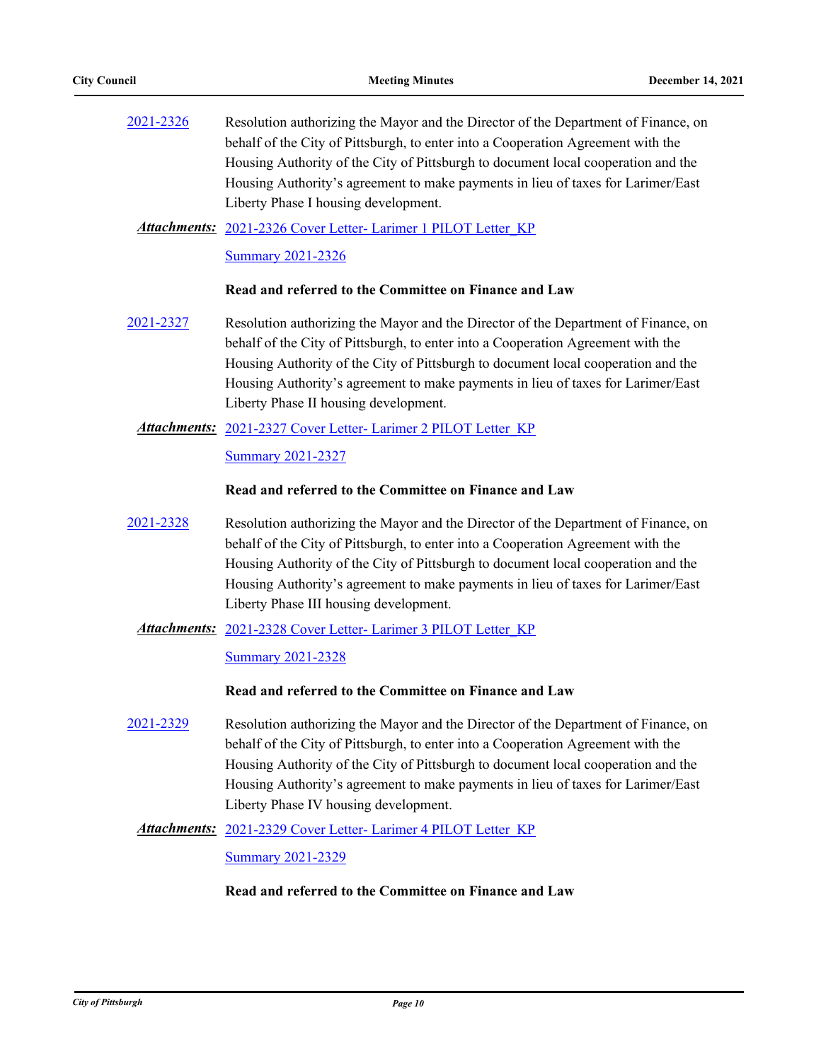2021-2326 Resolution authorizing the Mayor and the Director of the Department of Finance, on behalf of the City of Pittsburgh, to enter into a Cooperation Agreement with the Housing Authority of the City of Pittsburgh to document local cooperation and the Housing Authority's agreement to make payments in lieu of taxes for Larimer/East Liberty Phase I housing development.

***Attachments:*** 2021-2326 Cover Letter- Larimer 1 PILOT Letter_KP

Summary 2021-2326

**Read and referred to the Committee on Finance and Law**

2021-2327 Resolution authorizing the Mayor and the Director of the Department of Finance, on behalf of the City of Pittsburgh, to enter into a Cooperation Agreement with the Housing Authority of the City of Pittsburgh to document local cooperation and the Housing Authority's agreement to make payments in lieu of taxes for Larimer/East Liberty Phase II housing development.

***Attachments:*** 2021-2327 Cover Letter- Larimer 2 PILOT Letter_KP

Summary 2021-2327

**Read and referred to the Committee on Finance and Law**

2021-2328 Resolution authorizing the Mayor and the Director of the Department of Finance, on behalf of the City of Pittsburgh, to enter into a Cooperation Agreement with the Housing Authority of the City of Pittsburgh to document local cooperation and the Housing Authority's agreement to make payments in lieu of taxes for Larimer/East Liberty Phase III housing development.

***Attachments:*** 2021-2328 Cover Letter- Larimer 3 PILOT Letter_KP

Summary 2021-2328

**Read and referred to the Committee on Finance and Law**

2021-2329 Resolution authorizing the Mayor and the Director of the Department of Finance, on behalf of the City of Pittsburgh, to enter into a Cooperation Agreement with the Housing Authority of the City of Pittsburgh to document local cooperation and the Housing Authority's agreement to make payments in lieu of taxes for Larimer/East Liberty Phase IV housing development.

***Attachments:*** 2021-2329 Cover Letter- Larimer 4 PILOT Letter_KP

Summary 2021-2329

**Read and referred to the Committee on Finance and Law**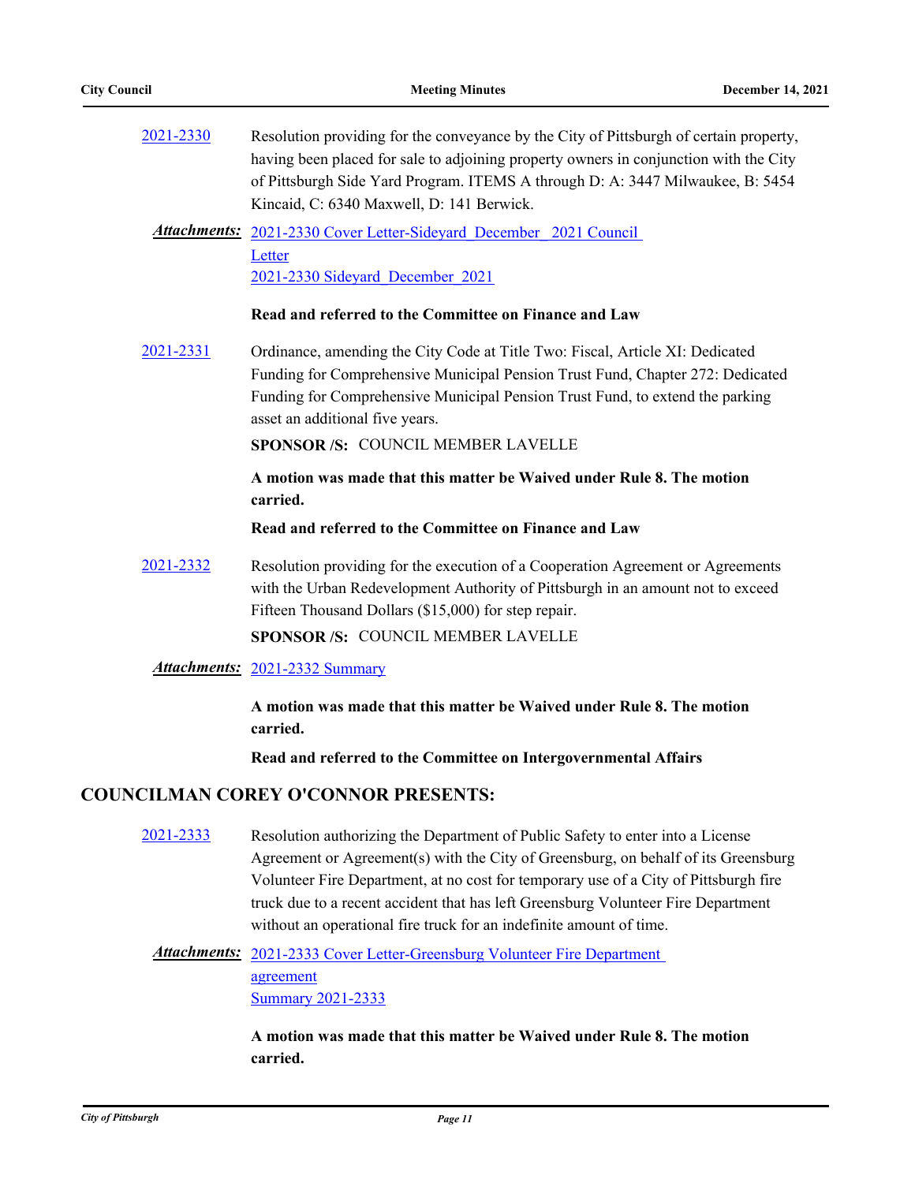[2021-2330](#) Resolution providing for the conveyance by the City of Pittsburgh of certain property, having been placed for sale to adjoining property owners in conjunction with the City of Pittsburgh Side Yard Program. ITEMS A through D: A: 3447 Milwaukee, B: 5454 Kincaid, C: 6340 Maxwell, D: 141 Berwick.

***Attachments:*** [2021-2330 Cover Letter-Sideyard_December_2021 Council Letter](#)
[2021-2330 Sideyard_December_2021](#)

**Read and referred to the Committee on Finance and Law**

[2021-2331](#) Ordinance, amending the City Code at Title Two: Fiscal, Article XI: Dedicated Funding for Comprehensive Municipal Pension Trust Fund, Chapter 272: Dedicated Funding for Comprehensive Municipal Pension Trust Fund, to extend the parking asset an additional five years.

**SPONSOR /S:** COUNCIL MEMBER LAVELLE

**A motion was made that this matter be Waived under Rule 8. The motion carried.**

**Read and referred to the Committee on Finance and Law**

[2021-2332](#) Resolution providing for the execution of a Cooperation Agreement or Agreements with the Urban Redevelopment Authority of Pittsburgh in an amount not to exceed Fifteen Thousand Dollars ($15,000) for step repair.

**SPONSOR /S:** COUNCIL MEMBER LAVELLE

***Attachments:*** [2021-2332 Summary](#)

**A motion was made that this matter be Waived under Rule 8. The motion carried.**

**Read and referred to the Committee on Intergovernmental Affairs**

## COUNCILMAN COREY O'CONNOR PRESENTS:

[2021-2333](#) Resolution authorizing the Department of Public Safety to enter into a License Agreement or Agreement(s) with the City of Greensburg, on behalf of its Greensburg Volunteer Fire Department, at no cost for temporary use of a City of Pittsburgh fire truck due to a recent accident that has left Greensburg Volunteer Fire Department without an operational fire truck for an indefinite amount of time.

***Attachments:*** [2021-2333 Cover Letter-Greensburg Volunteer Fire Department agreement](#)
[Summary 2021-2333](#)

**A motion was made that this matter be Waived under Rule 8. The motion carried.**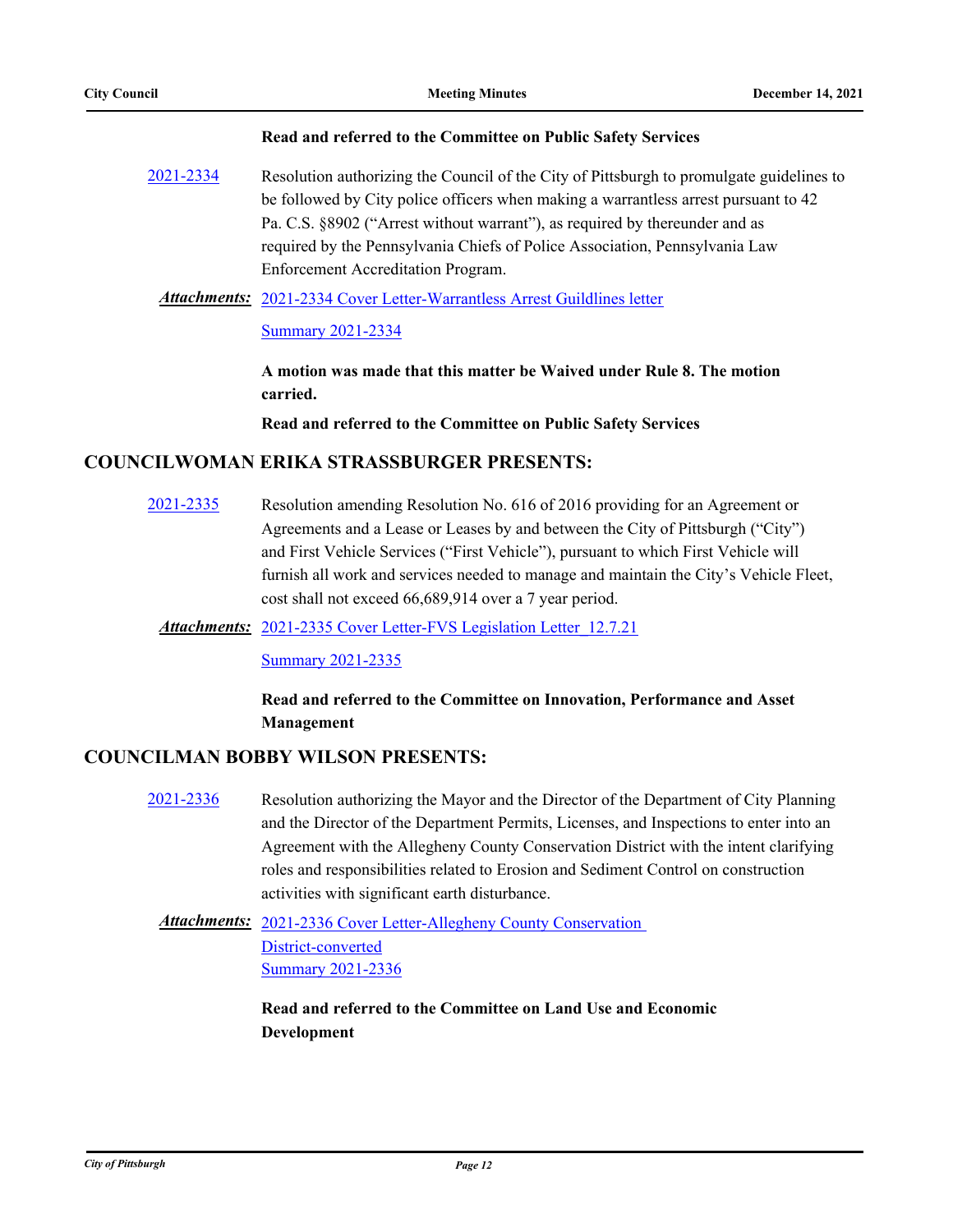**Read and referred to the Committee on Public Safety Services**

[2021-2334](2021-2334) Resolution authorizing the Council of the City of Pittsburgh to promulgate guidelines to be followed by City police officers when making a warrantless arrest pursuant to 42 Pa. C.S. §8902 ("Arrest without warrant"), as required by thereunder and as required by the Pennsylvania Chiefs of Police Association, Pennsylvania Law Enforcement Accreditation Program.

***Attachments:*** 2021-2334 Cover Letter-Warrantless Arrest Guildlines letter

Summary 2021-2334

**A motion was made that this matter be Waived under Rule 8. The motion carried.**

**Read and referred to the Committee on Public Safety Services**

## COUNCILWOMAN ERIKA STRASSBURGER PRESENTS:

2021-2335 Resolution amending Resolution No. 616 of 2016 providing for an Agreement or Agreements and a Lease or Leases by and between the City of Pittsburgh ("City") and First Vehicle Services ("First Vehicle"), pursuant to which First Vehicle will furnish all work and services needed to manage and maintain the City's Vehicle Fleet, cost shall not exceed 66,689,914 over a 7 year period.

***Attachments:*** 2021-2335 Cover Letter-FVS Legislation Letter_12.7.21

Summary 2021-2335

**Read and referred to the Committee on Innovation, Performance and Asset Management**

## COUNCILMAN BOBBY WILSON PRESENTS:

2021-2336 Resolution authorizing the Mayor and the Director of the Department of City Planning and the Director of the Department Permits, Licenses, and Inspections to enter into an Agreement with the Allegheny County Conservation District with the intent clarifying roles and responsibilities related to Erosion and Sediment Control on construction activities with significant earth disturbance.

***Attachments:*** 2021-2336 Cover Letter-Allegheny County Conservation District-converted

Summary 2021-2336

**Read and referred to the Committee on Land Use and Economic Development**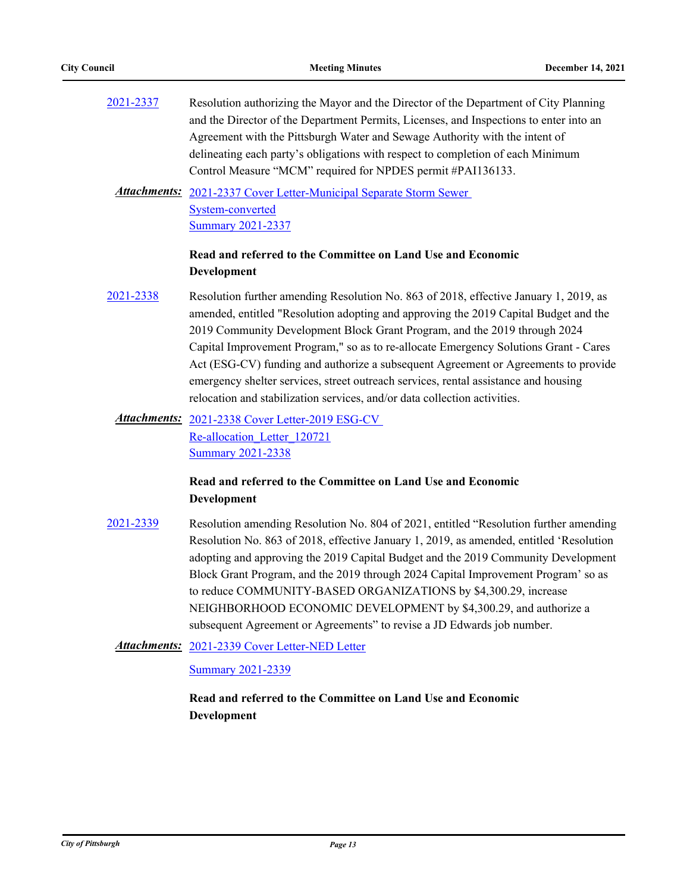2021-2337 Resolution authorizing the Mayor and the Director of the Department of City Planning and the Director of the Department Permits, Licenses, and Inspections to enter into an Agreement with the Pittsburgh Water and Sewage Authority with the intent of delineating each party's obligations with respect to completion of each Minimum Control Measure "MCM" required for NPDES permit #PAI136133.

***Attachments:*** 2021-2337 Cover Letter-Municipal Separate Storm Sewer System-converted
Summary 2021-2337

**Read and referred to the Committee on Land Use and Economic Development**

2021-2338 Resolution further amending Resolution No. 863 of 2018, effective January 1, 2019, as amended, entitled "Resolution adopting and approving the 2019 Capital Budget and the 2019 Community Development Block Grant Program, and the 2019 through 2024 Capital Improvement Program," so as to re-allocate Emergency Solutions Grant - Cares Act (ESG-CV) funding and authorize a subsequent Agreement or Agreements to provide emergency shelter services, street outreach services, rental assistance and housing relocation and stabilization services, and/or data collection activities.

***Attachments:*** 2021-2338 Cover Letter-2019 ESG-CV Re-allocation_Letter_120721
Summary 2021-2338

**Read and referred to the Committee on Land Use and Economic Development**

2021-2339 Resolution amending Resolution No. 804 of 2021, entitled "Resolution further amending Resolution No. 863 of 2018, effective January 1, 2019, as amended, entitled 'Resolution adopting and approving the 2019 Capital Budget and the 2019 Community Development Block Grant Program, and the 2019 through 2024 Capital Improvement Program' so as to reduce COMMUNITY-BASED ORGANIZATIONS by $4,300.29, increase NEIGHBORHOOD ECONOMIC DEVELOPMENT by $4,300.29, and authorize a subsequent Agreement or Agreements" to revise a JD Edwards job number.

***Attachments:*** 2021-2339 Cover Letter-NED Letter

Summary 2021-2339

**Read and referred to the Committee on Land Use and Economic Development**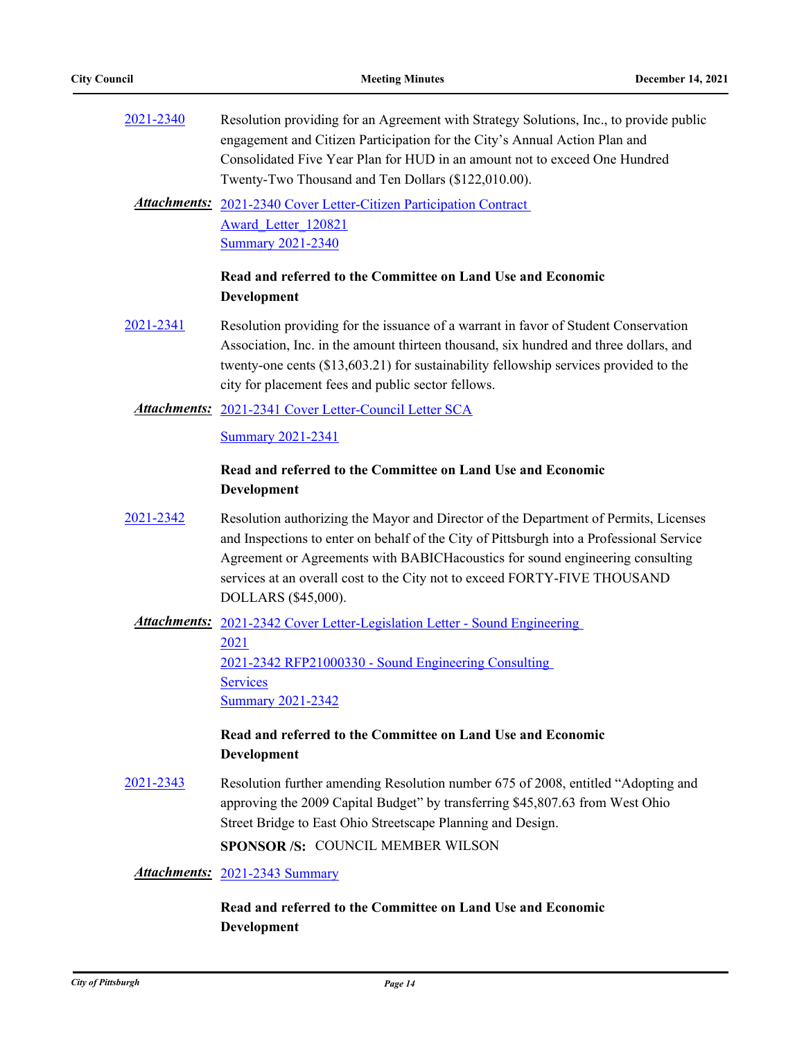2021-2340 Resolution providing for an Agreement with Strategy Solutions, Inc., to provide public engagement and Citizen Participation for the City's Annual Action Plan and Consolidated Five Year Plan for HUD in an amount not to exceed One Hundred Twenty-Two Thousand and Ten Dollars ($122,010.00).

***Attachments:*** 2021-2340 Cover Letter-Citizen Participation Contract Award_Letter_120821
Summary 2021-2340

**Read and referred to the Committee on Land Use and Economic Development**

2021-2341 Resolution providing for the issuance of a warrant in favor of Student Conservation Association, Inc. in the amount thirteen thousand, six hundred and three dollars, and twenty-one cents ($13,603.21) for sustainability fellowship services provided to the city for placement fees and public sector fellows.

***Attachments:*** 2021-2341 Cover Letter-Council Letter SCA
Summary 2021-2341

**Read and referred to the Committee on Land Use and Economic Development**

2021-2342 Resolution authorizing the Mayor and Director of the Department of Permits, Licenses and Inspections to enter on behalf of the City of Pittsburgh into a Professional Service Agreement or Agreements with BABICHacoustics for sound engineering consulting services at an overall cost to the City not to exceed FORTY-FIVE THOUSAND DOLLARS ($45,000).

***Attachments:*** 2021-2342 Cover Letter-Legislation Letter - Sound Engineering 2021
2021-2342 RFP21000330 - Sound Engineering Consulting Services
Summary 2021-2342

**Read and referred to the Committee on Land Use and Economic Development**

2021-2343 Resolution further amending Resolution number 675 of 2008, entitled "Adopting and approving the 2009 Capital Budget" by transferring $45,807.63 from West Ohio Street Bridge to East Ohio Streetscape Planning and Design.

**SPONSOR /S:** COUNCIL MEMBER WILSON

***Attachments:*** 2021-2343 Summary

**Read and referred to the Committee on Land Use and Economic Development**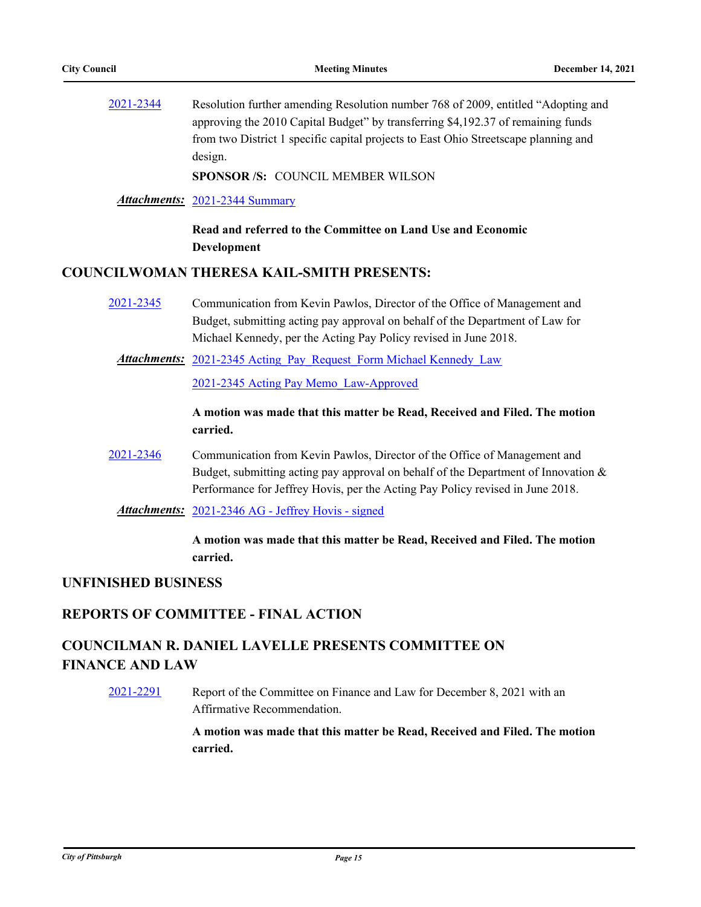2021-2344 Resolution further amending Resolution number 768 of 2009, entitled "Adopting and approving the 2010 Capital Budget" by transferring $4,192.37 of remaining funds from two District 1 specific capital projects to East Ohio Streetscape planning and design.

**SPONSOR /S:** COUNCIL MEMBER WILSON

***Attachments:*** 2021-2344 Summary

**Read and referred to the Committee on Land Use and Economic Development**

## COUNCILWOMAN THERESA KAIL-SMITH PRESENTS:

2021-2345 Communication from Kevin Pawlos, Director of the Office of Management and Budget, submitting acting pay approval on behalf of the Department of Law for Michael Kennedy, per the Acting Pay Policy revised in June 2018.

***Attachments:*** 2021-2345 Acting_Pay_Request_Form Michael Kennedy_Law

2021-2345 Acting Pay Memo_Law-Approved

**A motion was made that this matter be Read, Received and Filed. The motion carried.**

2021-2346 Communication from Kevin Pawlos, Director of the Office of Management and Budget, submitting acting pay approval on behalf of the Department of Innovation & Performance for Jeffrey Hovis, per the Acting Pay Policy revised in June 2018.

***Attachments:*** 2021-2346 AG - Jeffrey Hovis - signed

**A motion was made that this matter be Read, Received and Filed. The motion carried.**

## UNFINISHED BUSINESS

## REPORTS OF COMMITTEE - FINAL ACTION

## COUNCILMAN R. DANIEL LAVELLE PRESENTS COMMITTEE ON FINANCE AND LAW

2021-2291 Report of the Committee on Finance and Law for December 8, 2021 with an Affirmative Recommendation.

**A motion was made that this matter be Read, Received and Filed. The motion carried.**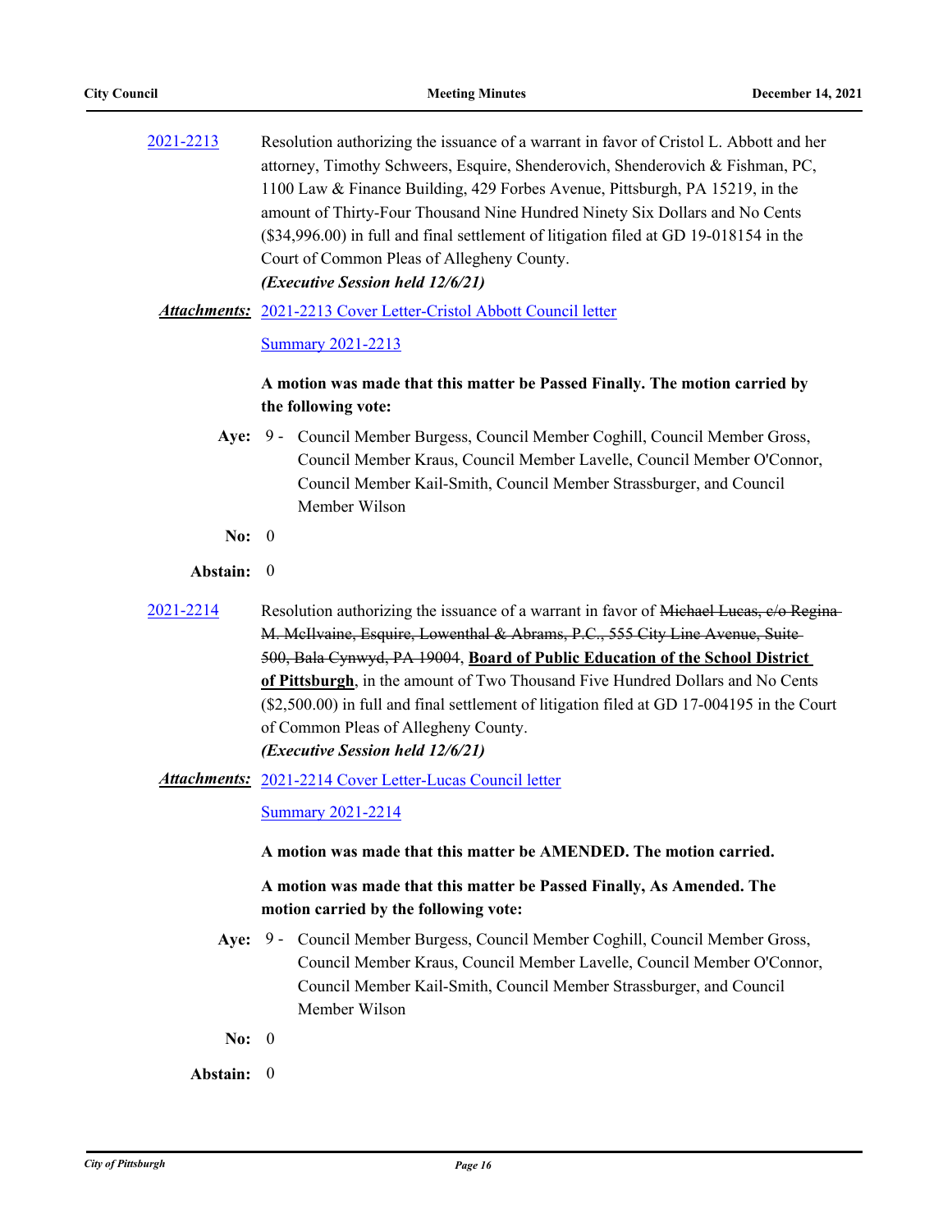2021-2213 Resolution authorizing the issuance of a warrant in favor of Cristol L. Abbott and her attorney, Timothy Schweers, Esquire, Shenderovich, Shenderovich & Fishman, PC, 1100 Law & Finance Building, 429 Forbes Avenue, Pittsburgh, PA 15219, in the amount of Thirty-Four Thousand Nine Hundred Ninety Six Dollars and No Cents ($34,996.00) in full and final settlement of litigation filed at GD 19-018154 in the Court of Common Pleas of Allegheny County.
***(Executive Session held 12/6/21)***

***Attachments:*** 2021-2213 Cover Letter-Cristol Abbott Council letter

Summary 2021-2213

**A motion was made that this matter be Passed Finally. The motion carried by the following vote:**

**Aye:** 9 - Council Member Burgess, Council Member Coghill, Council Member Gross, Council Member Kraus, Council Member Lavelle, Council Member O'Connor, Council Member Kail-Smith, Council Member Strassburger, and Council Member Wilson

**No:** 0

**Abstain:** 0

2021-2214 Resolution authorizing the issuance of a warrant in favor of ~~Michael Lucas, c/o Regina M. McIlvaine, Esquire, Lowenthal & Abrams, P.C., 555 City Line Avenue, Suite 500, Bala Cynwyd, PA 19004~~, **Board of Public Education of the School District of Pittsburgh**, in the amount of Two Thousand Five Hundred Dollars and No Cents ($2,500.00) in full and final settlement of litigation filed at GD 17-004195 in the Court of Common Pleas of Allegheny County.
***(Executive Session held 12/6/21)***

***Attachments:*** 2021-2214 Cover Letter-Lucas Council letter

Summary 2021-2214

**A motion was made that this matter be AMENDED. The motion carried.**

**A motion was made that this matter be Passed Finally, As Amended. The motion carried by the following vote:**

**Aye:** 9 - Council Member Burgess, Council Member Coghill, Council Member Gross, Council Member Kraus, Council Member Lavelle, Council Member O'Connor, Council Member Kail-Smith, Council Member Strassburger, and Council Member Wilson

**No:** 0

**Abstain:** 0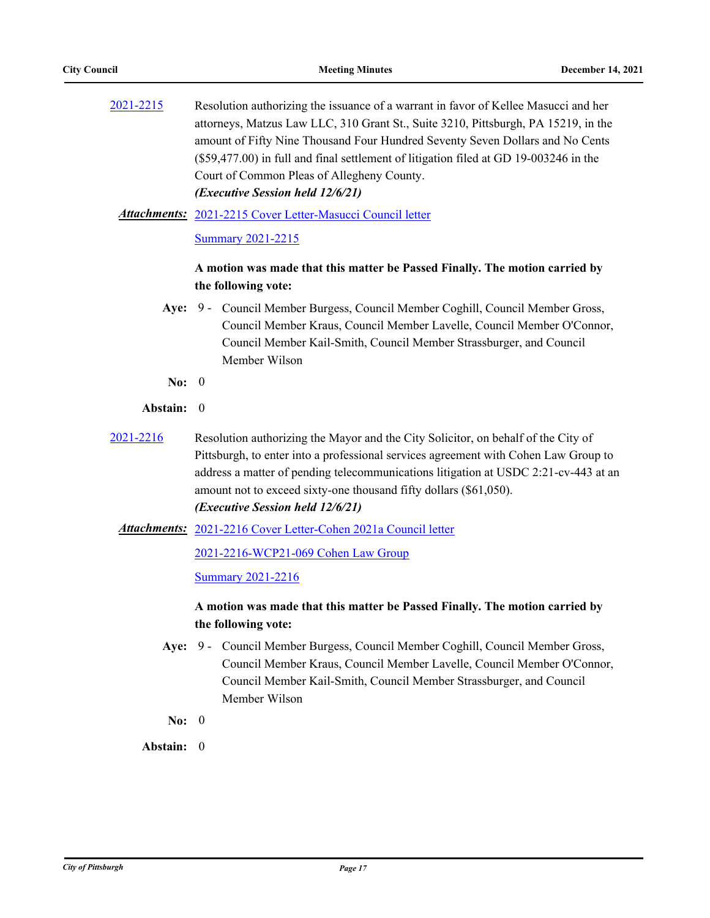2021-2215 Resolution authorizing the issuance of a warrant in favor of Kellee Masucci and her attorneys, Matzus Law LLC, 310 Grant St., Suite 3210, Pittsburgh, PA 15219, in the amount of Fifty Nine Thousand Four Hundred Seventy Seven Dollars and No Cents ($59,477.00) in full and final settlement of litigation filed at GD 19-003246 in the Court of Common Pleas of Allegheny County.
***(Executive Session held 12/6/21)***

***Attachments:*** 2021-2215 Cover Letter-Masucci Council letter

Summary 2021-2215

**A motion was made that this matter be Passed Finally. The motion carried by the following vote:**

**Aye:** 9 - Council Member Burgess, Council Member Coghill, Council Member Gross, Council Member Kraus, Council Member Lavelle, Council Member O'Connor, Council Member Kail-Smith, Council Member Strassburger, and Council Member Wilson

**No:** 0

**Abstain:** 0

2021-2216 Resolution authorizing the Mayor and the City Solicitor, on behalf of the City of Pittsburgh, to enter into a professional services agreement with Cohen Law Group to address a matter of pending telecommunications litigation at USDC 2:21-cv-443 at an amount not to exceed sixty-one thousand fifty dollars ($61,050).
***(Executive Session held 12/6/21)***

***Attachments:*** 2021-2216 Cover Letter-Cohen 2021a Council letter

2021-2216-WCP21-069 Cohen Law Group

Summary 2021-2216

**A motion was made that this matter be Passed Finally. The motion carried by the following vote:**

**Aye:** 9 - Council Member Burgess, Council Member Coghill, Council Member Gross, Council Member Kraus, Council Member Lavelle, Council Member O'Connor, Council Member Kail-Smith, Council Member Strassburger, and Council Member Wilson

**No:** 0

**Abstain:** 0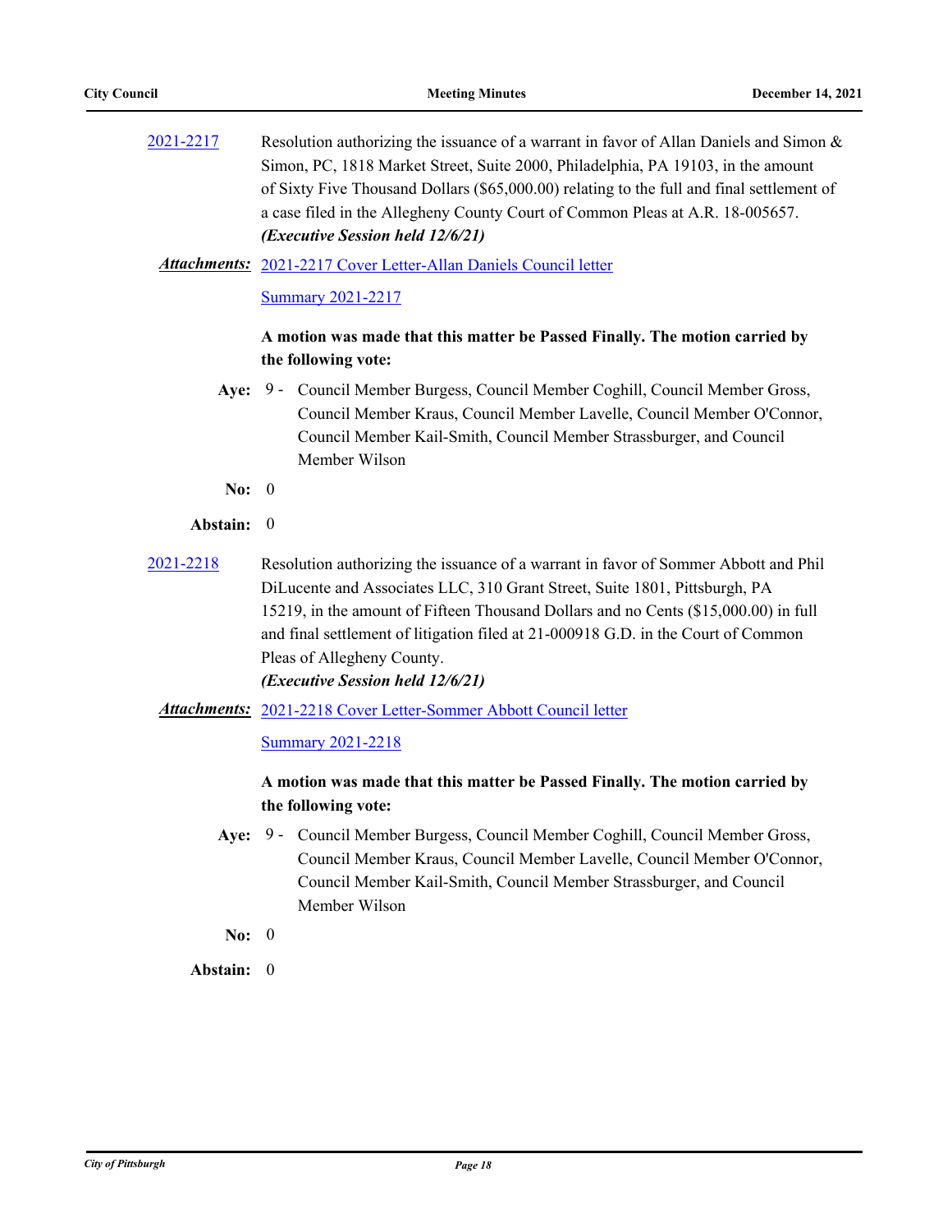2021-2217 Resolution authorizing the issuance of a warrant in favor of Allan Daniels and Simon & Simon, PC, 1818 Market Street, Suite 2000, Philadelphia, PA 19103, in the amount of Sixty Five Thousand Dollars ($65,000.00) relating to the full and final settlement of a case filed in the Allegheny County Court of Common Pleas at A.R. 18-005657.
***(Executive Session held 12/6/21)***

***Attachments:*** 2021-2217 Cover Letter-Allan Daniels Council letter

Summary 2021-2217

**A motion was made that this matter be Passed Finally. The motion carried by the following vote:**

**Aye:** 9 - Council Member Burgess, Council Member Coghill, Council Member Gross, Council Member Kraus, Council Member Lavelle, Council Member O'Connor, Council Member Kail-Smith, Council Member Strassburger, and Council Member Wilson

**No:** 0

**Abstain:** 0

2021-2218 Resolution authorizing the issuance of a warrant in favor of Sommer Abbott and Phil DiLucente and Associates LLC, 310 Grant Street, Suite 1801, Pittsburgh, PA 15219, in the amount of Fifteen Thousand Dollars and no Cents ($15,000.00) in full and final settlement of litigation filed at 21-000918 G.D. in the Court of Common Pleas of Allegheny County.
***(Executive Session held 12/6/21)***

***Attachments:*** 2021-2218 Cover Letter-Sommer Abbott Council letter

Summary 2021-2218

**A motion was made that this matter be Passed Finally. The motion carried by the following vote:**

**Aye:** 9 - Council Member Burgess, Council Member Coghill, Council Member Gross, Council Member Kraus, Council Member Lavelle, Council Member O'Connor, Council Member Kail-Smith, Council Member Strassburger, and Council Member Wilson

**No:** 0

**Abstain:** 0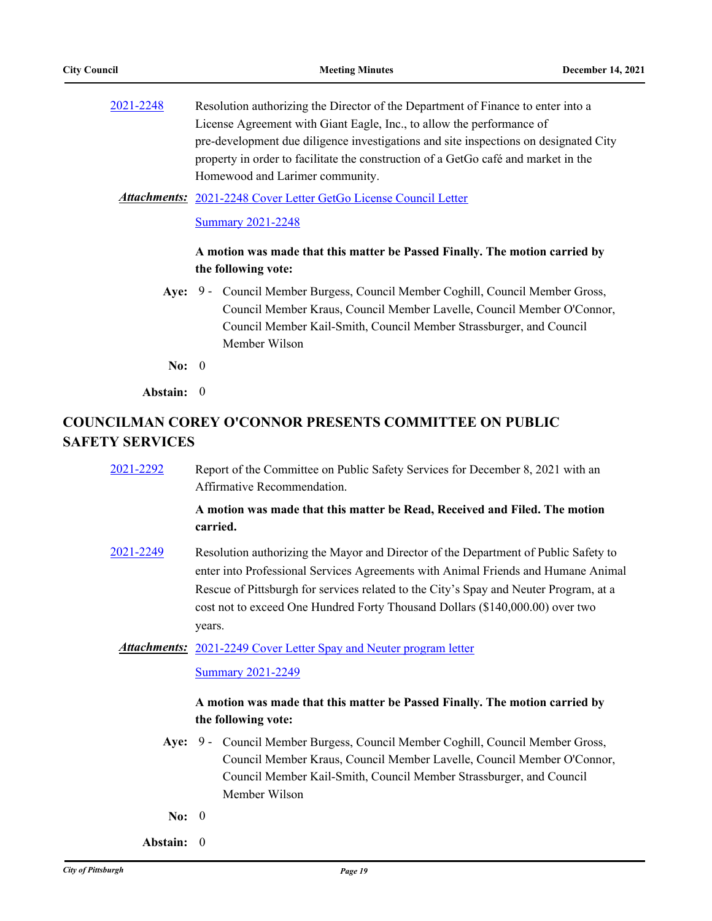2021-2248 Resolution authorizing the Director of the Department of Finance to enter into a License Agreement with Giant Eagle, Inc., to allow the performance of pre-development due diligence investigations and site inspections on designated City property in order to facilitate the construction of a GetGo café and market in the Homewood and Larimer community.

***Attachments:*** 2021-2248 Cover Letter GetGo License Council Letter

Summary 2021-2248

**A motion was made that this matter be Passed Finally. The motion carried by the following vote:**

**Aye:** 9 - Council Member Burgess, Council Member Coghill, Council Member Gross, Council Member Kraus, Council Member Lavelle, Council Member O'Connor, Council Member Kail-Smith, Council Member Strassburger, and Council Member Wilson

**No:** 0

**Abstain:** 0

## COUNCILMAN COREY O'CONNOR PRESENTS COMMITTEE ON PUBLIC SAFETY SERVICES

2021-2292 Report of the Committee on Public Safety Services for December 8, 2021 with an Affirmative Recommendation.

**A motion was made that this matter be Read, Received and Filed. The motion carried.**

2021-2249 Resolution authorizing the Mayor and Director of the Department of Public Safety to enter into Professional Services Agreements with Animal Friends and Humane Animal Rescue of Pittsburgh for services related to the City's Spay and Neuter Program, at a cost not to exceed One Hundred Forty Thousand Dollars ($140,000.00) over two years.

***Attachments:*** 2021-2249 Cover Letter Spay and Neuter program letter

Summary 2021-2249

**A motion was made that this matter be Passed Finally. The motion carried by the following vote:**

**Aye:** 9 - Council Member Burgess, Council Member Coghill, Council Member Gross, Council Member Kraus, Council Member Lavelle, Council Member O'Connor, Council Member Kail-Smith, Council Member Strassburger, and Council Member Wilson

**No:** 0

**Abstain:** 0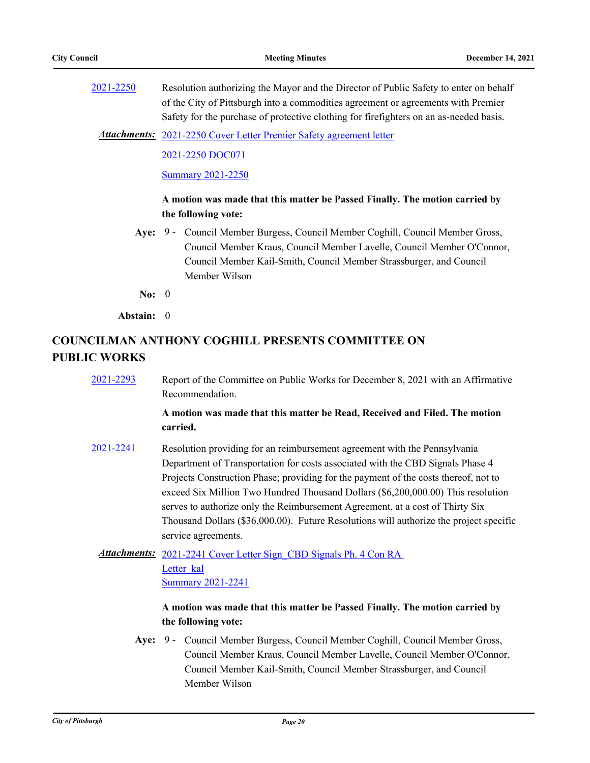2021-2250 Resolution authorizing the Mayor and the Director of Public Safety to enter on behalf of the City of Pittsburgh into a commodities agreement or agreements with Premier Safety for the purchase of protective clothing for firefighters on an as-needed basis.

***Attachments:*** 2021-2250 Cover Letter Premier Safety agreement letter

2021-2250 DOC071

Summary 2021-2250

**A motion was made that this matter be Passed Finally. The motion carried by the following vote:**

**Aye:** 9 - Council Member Burgess, Council Member Coghill, Council Member Gross, Council Member Kraus, Council Member Lavelle, Council Member O'Connor, Council Member Kail-Smith, Council Member Strassburger, and Council Member Wilson

**No:** 0

**Abstain:** 0

## COUNCILMAN ANTHONY COGHILL PRESENTS COMMITTEE ON PUBLIC WORKS

2021-2293 Report of the Committee on Public Works for December 8, 2021 with an Affirmative Recommendation.

**A motion was made that this matter be Read, Received and Filed. The motion carried.**

2021-2241 Resolution providing for an reimbursement agreement with the Pennsylvania Department of Transportation for costs associated with the CBD Signals Phase 4 Projects Construction Phase; providing for the payment of the costs thereof, not to exceed Six Million Two Hundred Thousand Dollars ($6,200,000.00) This resolution serves to authorize only the Reimbursement Agreement, at a cost of Thirty Six Thousand Dollars ($36,000.00). Future Resolutions will authorize the project specific service agreements.

***Attachments:*** 2021-2241 Cover Letter Sign_CBD Signals Ph. 4 Con RA Letter_kal

Summary 2021-2241

**A motion was made that this matter be Passed Finally. The motion carried by the following vote:**

**Aye:** 9 - Council Member Burgess, Council Member Coghill, Council Member Gross, Council Member Kraus, Council Member Lavelle, Council Member O'Connor, Council Member Kail-Smith, Council Member Strassburger, and Council Member Wilson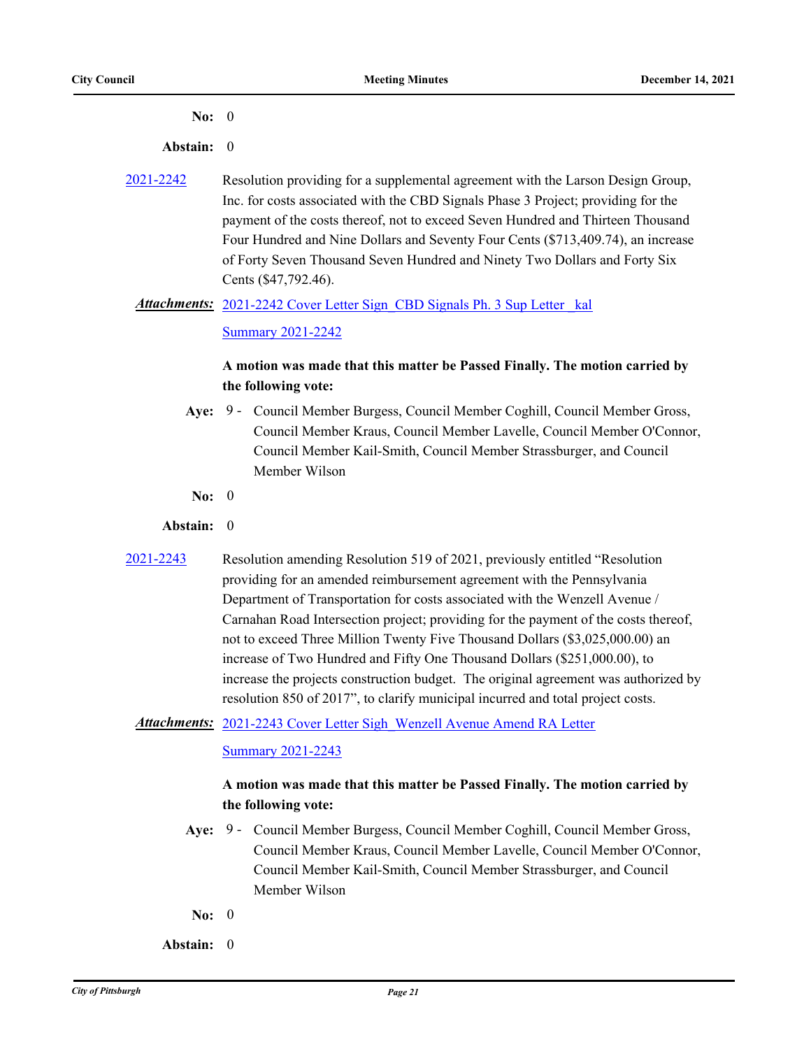**No:** 0

**Abstain:** 0

2021-2242 Resolution providing for a supplemental agreement with the Larson Design Group, Inc. for costs associated with the CBD Signals Phase 3 Project; providing for the payment of the costs thereof, not to exceed Seven Hundred and Thirteen Thousand Four Hundred and Nine Dollars and Seventy Four Cents ($713,409.74), an increase of Forty Seven Thousand Seven Hundred and Ninety Two Dollars and Forty Six Cents ($47,792.46).

***Attachments:*** 2021-2242 Cover Letter Sign_CBD Signals Ph. 3 Sup Letter _kal

Summary 2021-2242

**A motion was made that this matter be Passed Finally. The motion carried by the following vote:**

**Aye:** 9 - Council Member Burgess, Council Member Coghill, Council Member Gross, Council Member Kraus, Council Member Lavelle, Council Member O'Connor, Council Member Kail-Smith, Council Member Strassburger, and Council Member Wilson

**No:** 0

**Abstain:** 0

2021-2243 Resolution amending Resolution 519 of 2021, previously entitled "Resolution providing for an amended reimbursement agreement with the Pennsylvania Department of Transportation for costs associated with the Wenzell Avenue / Carnahan Road Intersection project; providing for the payment of the costs thereof, not to exceed Three Million Twenty Five Thousand Dollars ($3,025,000.00) an increase of Two Hundred and Fifty One Thousand Dollars ($251,000.00), to increase the projects construction budget. The original agreement was authorized by resolution 850 of 2017", to clarify municipal incurred and total project costs.

***Attachments:*** 2021-2243 Cover Letter Sigh_Wenzell Avenue Amend RA Letter

Summary 2021-2243

**A motion was made that this matter be Passed Finally. The motion carried by the following vote:**

**Aye:** 9 - Council Member Burgess, Council Member Coghill, Council Member Gross, Council Member Kraus, Council Member Lavelle, Council Member O'Connor, Council Member Kail-Smith, Council Member Strassburger, and Council Member Wilson

**No:** 0

**Abstain:** 0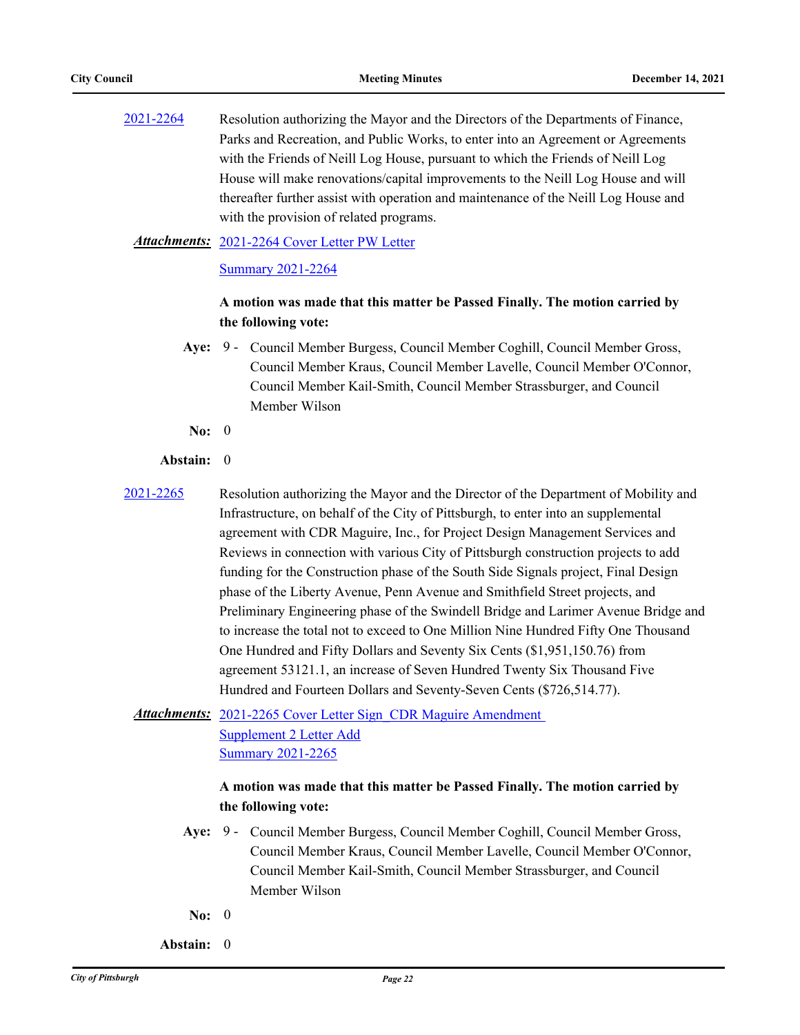2021-2264 Resolution authorizing the Mayor and the Directors of the Departments of Finance, Parks and Recreation, and Public Works, to enter into an Agreement or Agreements with the Friends of Neill Log House, pursuant to which the Friends of Neill Log House will make renovations/capital improvements to the Neill Log House and will thereafter further assist with operation and maintenance of the Neill Log House and with the provision of related programs.

***Attachments:*** 2021-2264 Cover Letter PW Letter

Summary 2021-2264

**A motion was made that this matter be Passed Finally. The motion carried by the following vote:**

**Aye:** 9 - Council Member Burgess, Council Member Coghill, Council Member Gross, Council Member Kraus, Council Member Lavelle, Council Member O'Connor, Council Member Kail-Smith, Council Member Strassburger, and Council Member Wilson

**No:** 0

**Abstain:** 0

2021-2265 Resolution authorizing the Mayor and the Director of the Department of Mobility and Infrastructure, on behalf of the City of Pittsburgh, to enter into an supplemental agreement with CDR Maguire, Inc., for Project Design Management Services and Reviews in connection with various City of Pittsburgh construction projects to add funding for the Construction phase of the South Side Signals project, Final Design phase of the Liberty Avenue, Penn Avenue and Smithfield Street projects, and Preliminary Engineering phase of the Swindell Bridge and Larimer Avenue Bridge and to increase the total not to exceed to One Million Nine Hundred Fifty One Thousand One Hundred and Fifty Dollars and Seventy Six Cents ($1,951,150.76) from agreement 53121.1, an increase of Seven Hundred Twenty Six Thousand Five Hundred and Fourteen Dollars and Seventy-Seven Cents ($726,514.77).

***Attachments:*** 2021-2265 Cover Letter Sign CDR Maguire Amendment

Supplement 2 Letter Add

Summary 2021-2265

**A motion was made that this matter be Passed Finally. The motion carried by the following vote:**

**Aye:** 9 - Council Member Burgess, Council Member Coghill, Council Member Gross, Council Member Kraus, Council Member Lavelle, Council Member O'Connor, Council Member Kail-Smith, Council Member Strassburger, and Council Member Wilson

**No:** 0

**Abstain:** 0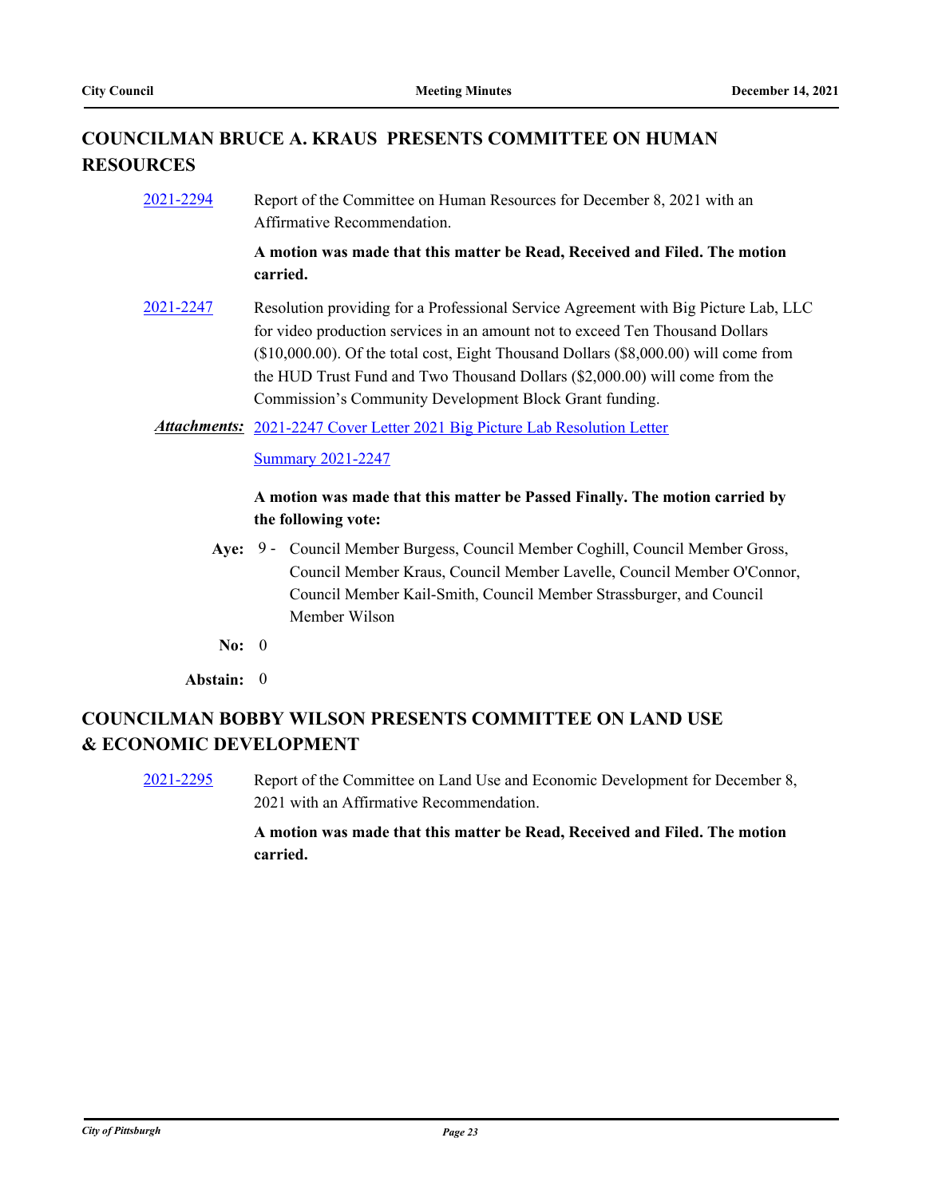## COUNCILMAN BRUCE A. KRAUS PRESENTS COMMITTEE ON HUMAN RESOURCES

2021-2294 Report of the Committee on Human Resources for December 8, 2021 with an Affirmative Recommendation.

**A motion was made that this matter be Read, Received and Filed. The motion carried.**

2021-2247 Resolution providing for a Professional Service Agreement with Big Picture Lab, LLC for video production services in an amount not to exceed Ten Thousand Dollars ($10,000.00). Of the total cost, Eight Thousand Dollars ($8,000.00) will come from the HUD Trust Fund and Two Thousand Dollars ($2,000.00) will come from the Commission's Community Development Block Grant funding.

***Attachments:*** 2021-2247 Cover Letter 2021 Big Picture Lab Resolution Letter

Summary 2021-2247

**A motion was made that this matter be Passed Finally. The motion carried by the following vote:**

**Aye:** 9 - Council Member Burgess, Council Member Coghill, Council Member Gross, Council Member Kraus, Council Member Lavelle, Council Member O'Connor, Council Member Kail-Smith, Council Member Strassburger, and Council Member Wilson

**No:** 0

**Abstain:** 0

## COUNCILMAN BOBBY WILSON PRESENTS COMMITTEE ON LAND USE & ECONOMIC DEVELOPMENT

2021-2295 Report of the Committee on Land Use and Economic Development for December 8, 2021 with an Affirmative Recommendation.

**A motion was made that this matter be Read, Received and Filed. The motion carried.**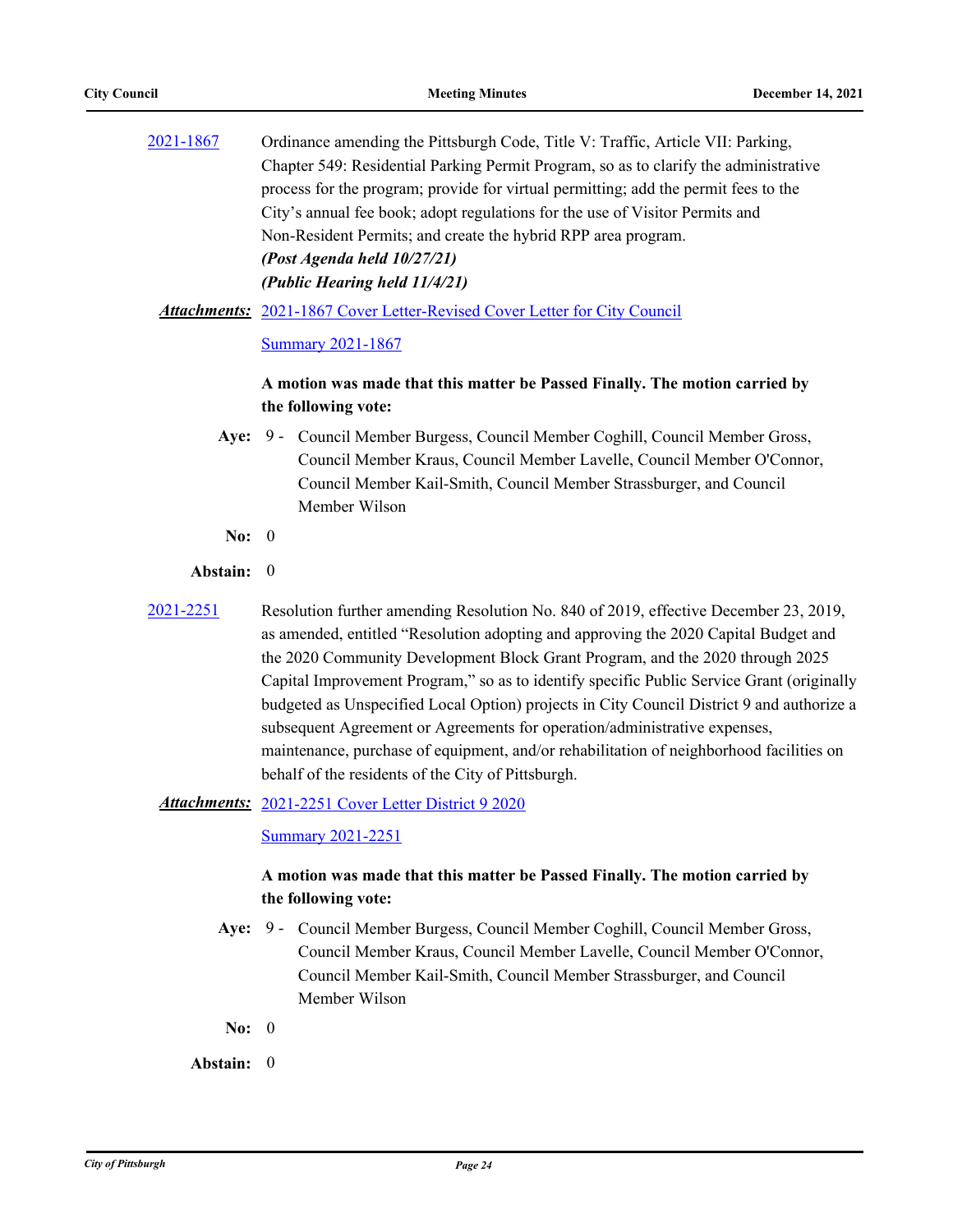2021-1867 Ordinance amending the Pittsburgh Code, Title V: Traffic, Article VII: Parking, Chapter 549: Residential Parking Permit Program, so as to clarify the administrative process for the program; provide for virtual permitting; add the permit fees to the City's annual fee book; adopt regulations for the use of Visitor Permits and Non-Resident Permits; and create the hybrid RPP area program.
***(Post Agenda held 10/27/21)***
***(Public Hearing held 11/4/21)***

***Attachments:*** 2021-1867 Cover Letter-Revised Cover Letter for City Council

Summary 2021-1867

**A motion was made that this matter be Passed Finally. The motion carried by the following vote:**

**Aye:** 9 - Council Member Burgess, Council Member Coghill, Council Member Gross, Council Member Kraus, Council Member Lavelle, Council Member O'Connor, Council Member Kail-Smith, Council Member Strassburger, and Council Member Wilson

**No:** 0

**Abstain:** 0

2021-2251 Resolution further amending Resolution No. 840 of 2019, effective December 23, 2019, as amended, entitled "Resolution adopting and approving the 2020 Capital Budget and the 2020 Community Development Block Grant Program, and the 2020 through 2025 Capital Improvement Program," so as to identify specific Public Service Grant (originally budgeted as Unspecified Local Option) projects in City Council District 9 and authorize a subsequent Agreement or Agreements for operation/administrative expenses, maintenance, purchase of equipment, and/or rehabilitation of neighborhood facilities on behalf of the residents of the City of Pittsburgh.

***Attachments:*** 2021-2251 Cover Letter District 9 2020

Summary 2021-2251

**A motion was made that this matter be Passed Finally. The motion carried by the following vote:**

**Aye:** 9 - Council Member Burgess, Council Member Coghill, Council Member Gross, Council Member Kraus, Council Member Lavelle, Council Member O'Connor, Council Member Kail-Smith, Council Member Strassburger, and Council Member Wilson

**No:** 0

**Abstain:** 0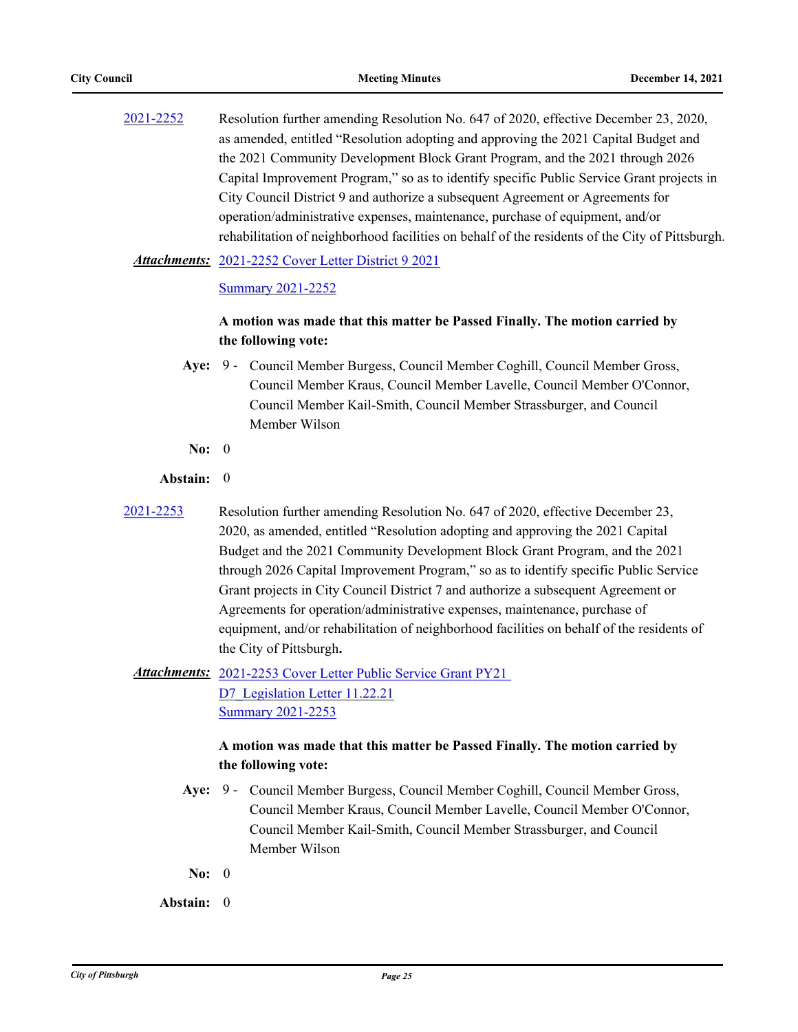2021-2252 Resolution further amending Resolution No. 647 of 2020, effective December 23, 2020, as amended, entitled "Resolution adopting and approving the 2021 Capital Budget and the 2021 Community Development Block Grant Program, and the 2021 through 2026 Capital Improvement Program," so as to identify specific Public Service Grant projects in City Council District 9 and authorize a subsequent Agreement or Agreements for operation/administrative expenses, maintenance, purchase of equipment, and/or rehabilitation of neighborhood facilities on behalf of the residents of the City of Pittsburgh.

***Attachments:*** 2021-2252 Cover Letter District 9 2021

Summary 2021-2252

**A motion was made that this matter be Passed Finally. The motion carried by the following vote:**

**Aye:** 9 - Council Member Burgess, Council Member Coghill, Council Member Gross, Council Member Kraus, Council Member Lavelle, Council Member O'Connor, Council Member Kail-Smith, Council Member Strassburger, and Council Member Wilson

**No:** 0

**Abstain:** 0

2021-2253 Resolution further amending Resolution No. 647 of 2020, effective December 23, 2020, as amended, entitled "Resolution adopting and approving the 2021 Capital Budget and the 2021 Community Development Block Grant Program, and the 2021 through 2026 Capital Improvement Program," so as to identify specific Public Service Grant projects in City Council District 7 and authorize a subsequent Agreement or Agreements for operation/administrative expenses, maintenance, purchase of equipment, and/or rehabilitation of neighborhood facilities on behalf of the residents of the City of Pittsburgh**.**

***Attachments:*** 2021-2253 Cover Letter Public Service Grant PY21 D7_Legislation Letter 11.22.21

Summary 2021-2253

**A motion was made that this matter be Passed Finally. The motion carried by the following vote:**

**Aye:** 9 - Council Member Burgess, Council Member Coghill, Council Member Gross, Council Member Kraus, Council Member Lavelle, Council Member O'Connor, Council Member Kail-Smith, Council Member Strassburger, and Council Member Wilson

**No:** 0

**Abstain:** 0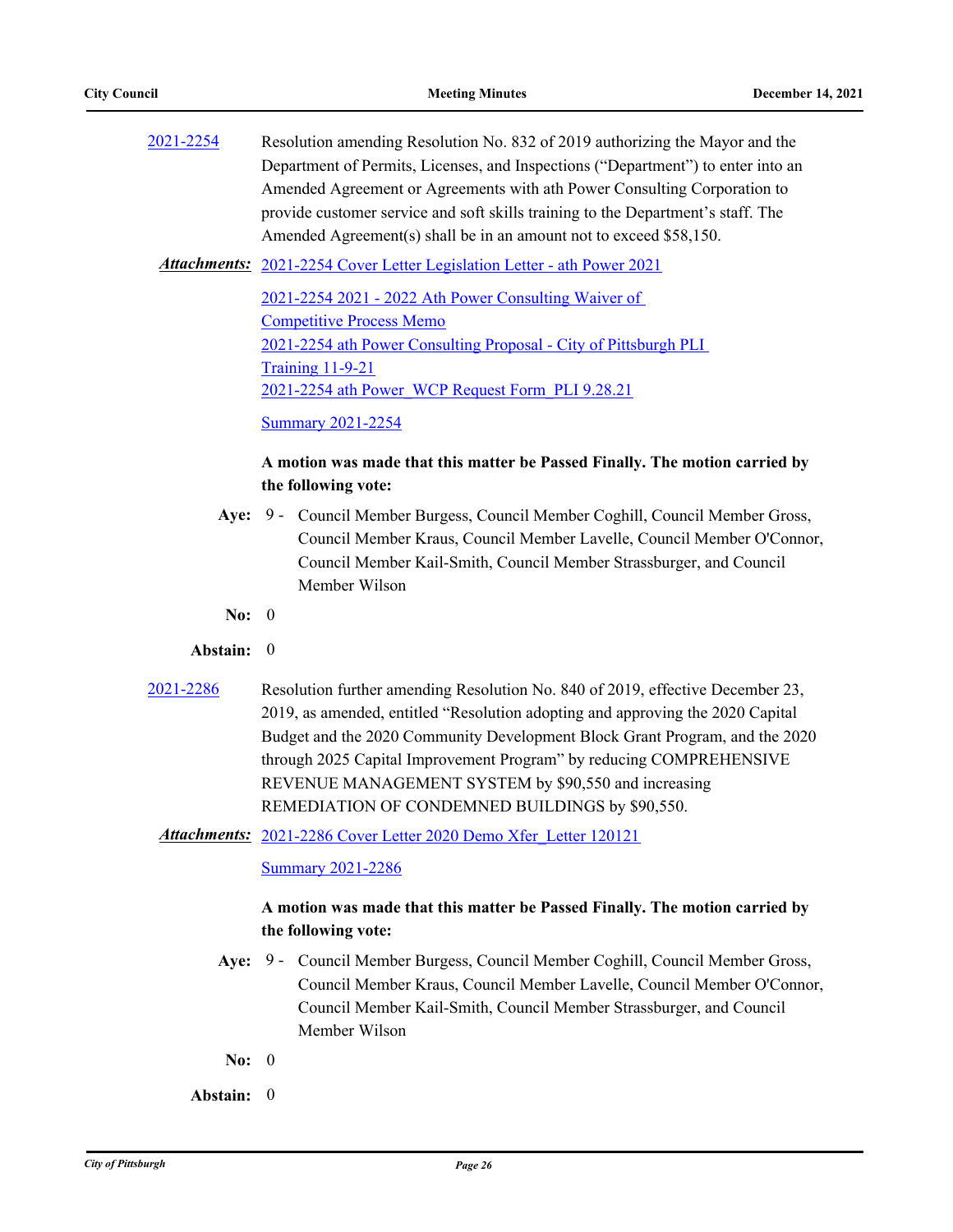2021-2254 Resolution amending Resolution No. 832 of 2019 authorizing the Mayor and the Department of Permits, Licenses, and Inspections ("Department") to enter into an Amended Agreement or Agreements with ath Power Consulting Corporation to provide customer service and soft skills training to the Department's staff. The Amended Agreement(s) shall be in an amount not to exceed $58,150.

***Attachments:*** 2021-2254 Cover Letter Legislation Letter - ath Power 2021

2021-2254 2021 - 2022 Ath Power Consulting Waiver of Competitive Process Memo
2021-2254 ath Power Consulting Proposal - City of Pittsburgh PLI Training 11-9-21
2021-2254 ath Power_WCP Request Form_PLI 9.28.21

Summary 2021-2254

**A motion was made that this matter be Passed Finally. The motion carried by the following vote:**

**Aye:** 9 - Council Member Burgess, Council Member Coghill, Council Member Gross, Council Member Kraus, Council Member Lavelle, Council Member O'Connor, Council Member Kail-Smith, Council Member Strassburger, and Council Member Wilson

**No:** 0

**Abstain:** 0

2021-2286 Resolution further amending Resolution No. 840 of 2019, effective December 23, 2019, as amended, entitled "Resolution adopting and approving the 2020 Capital Budget and the 2020 Community Development Block Grant Program, and the 2020 through 2025 Capital Improvement Program" by reducing COMPREHENSIVE REVENUE MANAGEMENT SYSTEM by $90,550 and increasing REMEDIATION OF CONDEMNED BUILDINGS by $90,550.

***Attachments:*** 2021-2286 Cover Letter 2020 Demo Xfer_Letter 120121

Summary 2021-2286

**A motion was made that this matter be Passed Finally. The motion carried by the following vote:**

**Aye:** 9 - Council Member Burgess, Council Member Coghill, Council Member Gross, Council Member Kraus, Council Member Lavelle, Council Member O'Connor, Council Member Kail-Smith, Council Member Strassburger, and Council Member Wilson

**No:** 0

**Abstain:** 0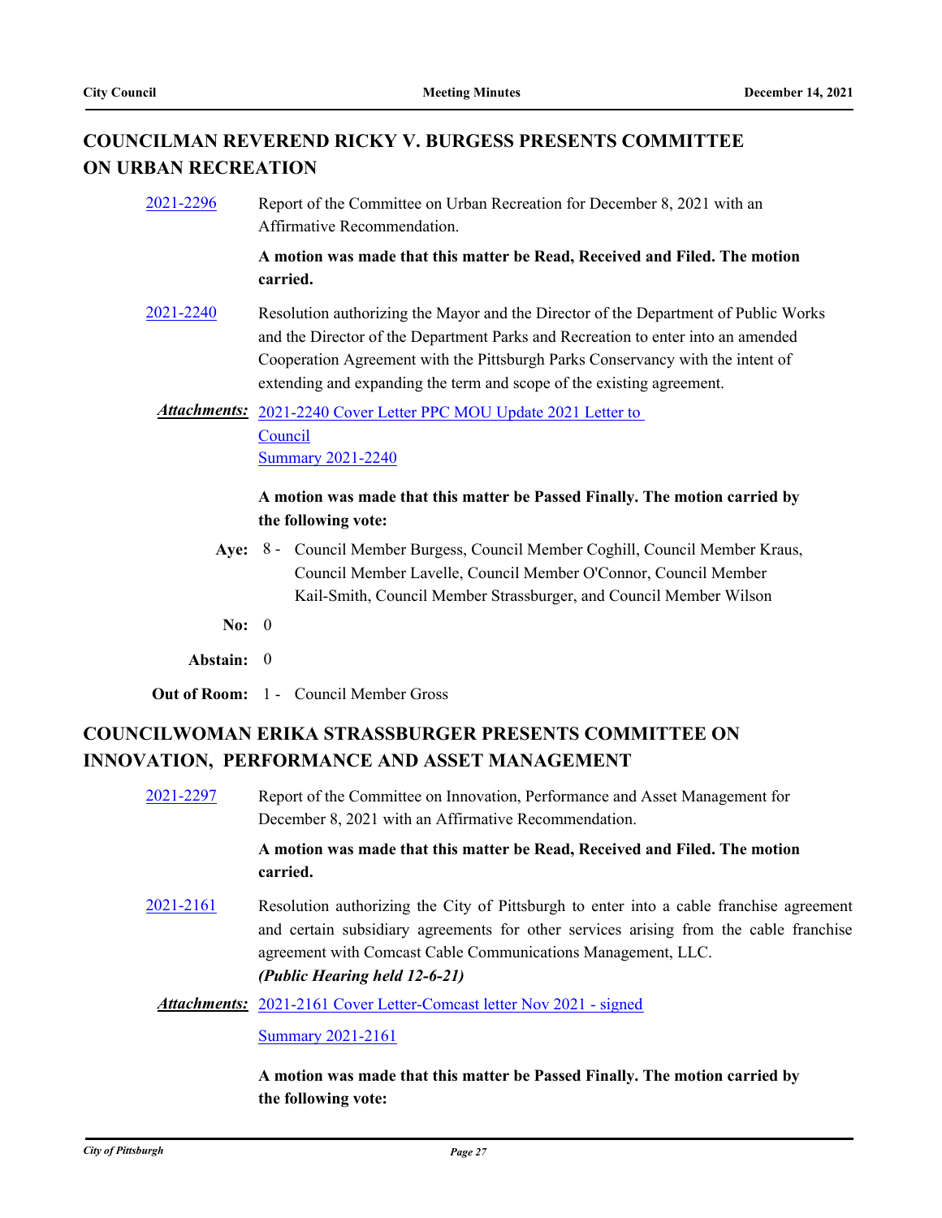## COUNCILMAN REVEREND RICKY V. BURGESS PRESENTS COMMITTEE ON URBAN RECREATION

2021-2296 Report of the Committee on Urban Recreation for December 8, 2021 with an Affirmative Recommendation.

**A motion was made that this matter be Read, Received and Filed. The motion carried.**

2021-2240 Resolution authorizing the Mayor and the Director of the Department of Public Works and the Director of the Department Parks and Recreation to enter into an amended Cooperation Agreement with the Pittsburgh Parks Conservancy with the intent of extending and expanding the term and scope of the existing agreement.

***Attachments:*** 2021-2240 Cover Letter PPC MOU Update 2021 Letter to Council
Summary 2021-2240

**A motion was made that this matter be Passed Finally. The motion carried by the following vote:**

**Aye:** 8 - Council Member Burgess, Council Member Coghill, Council Member Kraus, Council Member Lavelle, Council Member O'Connor, Council Member Kail-Smith, Council Member Strassburger, and Council Member Wilson

**No:** 0

**Abstain:** 0

**Out of Room:** 1 - Council Member Gross

## COUNCILWOMAN ERIKA STRASSBURGER PRESENTS COMMITTEE ON INNOVATION, PERFORMANCE AND ASSET MANAGEMENT

2021-2297 Report of the Committee on Innovation, Performance and Asset Management for December 8, 2021 with an Affirmative Recommendation.

**A motion was made that this matter be Read, Received and Filed. The motion carried.**

2021-2161 Resolution authorizing the City of Pittsburgh to enter into a cable franchise agreement and certain subsidiary agreements for other services arising from the cable franchise agreement with Comcast Cable Communications Management, LLC.
***(Public Hearing held 12-6-21)***

***Attachments:*** 2021-2161 Cover Letter-Comcast letter Nov 2021 - signed
Summary 2021-2161

**A motion was made that this matter be Passed Finally. The motion carried by the following vote:**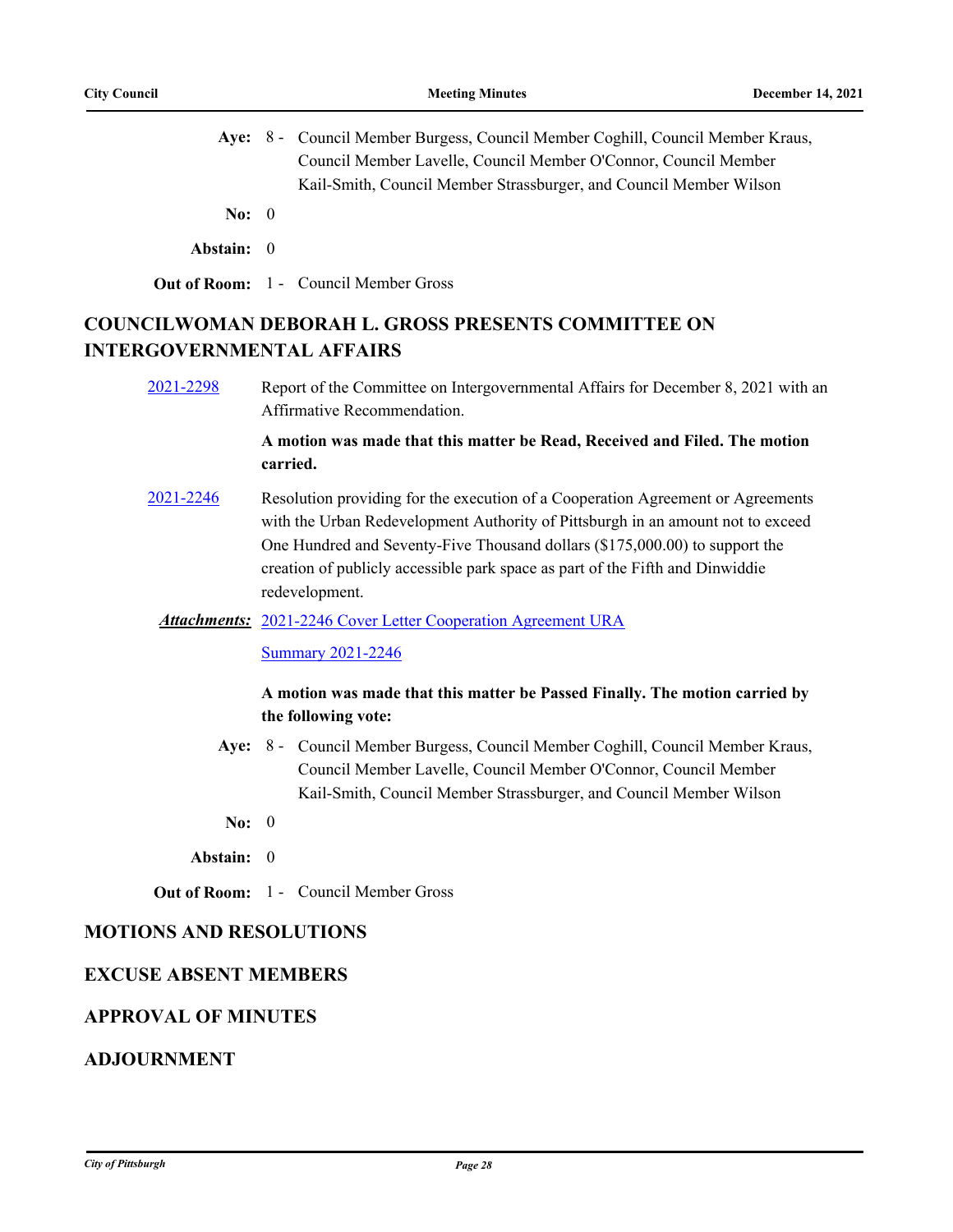**Aye:** 8 - Council Member Burgess, Council Member Coghill, Council Member Kraus, Council Member Lavelle, Council Member O'Connor, Council Member Kail-Smith, Council Member Strassburger, and Council Member Wilson

**No:** 0

**Abstain:** 0

**Out of Room:** 1 - Council Member Gross

## COUNCILWOMAN DEBORAH L. GROSS PRESENTS COMMITTEE ON INTERGOVERNMENTAL AFFAIRS

2021-2298 Report of the Committee on Intergovernmental Affairs for December 8, 2021 with an Affirmative Recommendation.

**A motion was made that this matter be Read, Received and Filed. The motion carried.**

2021-2246 Resolution providing for the execution of a Cooperation Agreement or Agreements with the Urban Redevelopment Authority of Pittsburgh in an amount not to exceed One Hundred and Seventy-Five Thousand dollars ($175,000.00) to support the creation of publicly accessible park space as part of the Fifth and Dinwiddie redevelopment.

***Attachments:*** 2021-2246 Cover Letter Cooperation Agreement URA

Summary 2021-2246

**A motion was made that this matter be Passed Finally. The motion carried by the following vote:**

**Aye:** 8 - Council Member Burgess, Council Member Coghill, Council Member Kraus, Council Member Lavelle, Council Member O'Connor, Council Member Kail-Smith, Council Member Strassburger, and Council Member Wilson

**No:** 0

**Abstain:** 0

**Out of Room:** 1 - Council Member Gross

## MOTIONS AND RESOLUTIONS

## EXCUSE ABSENT MEMBERS

## APPROVAL OF MINUTES

## ADJOURNMENT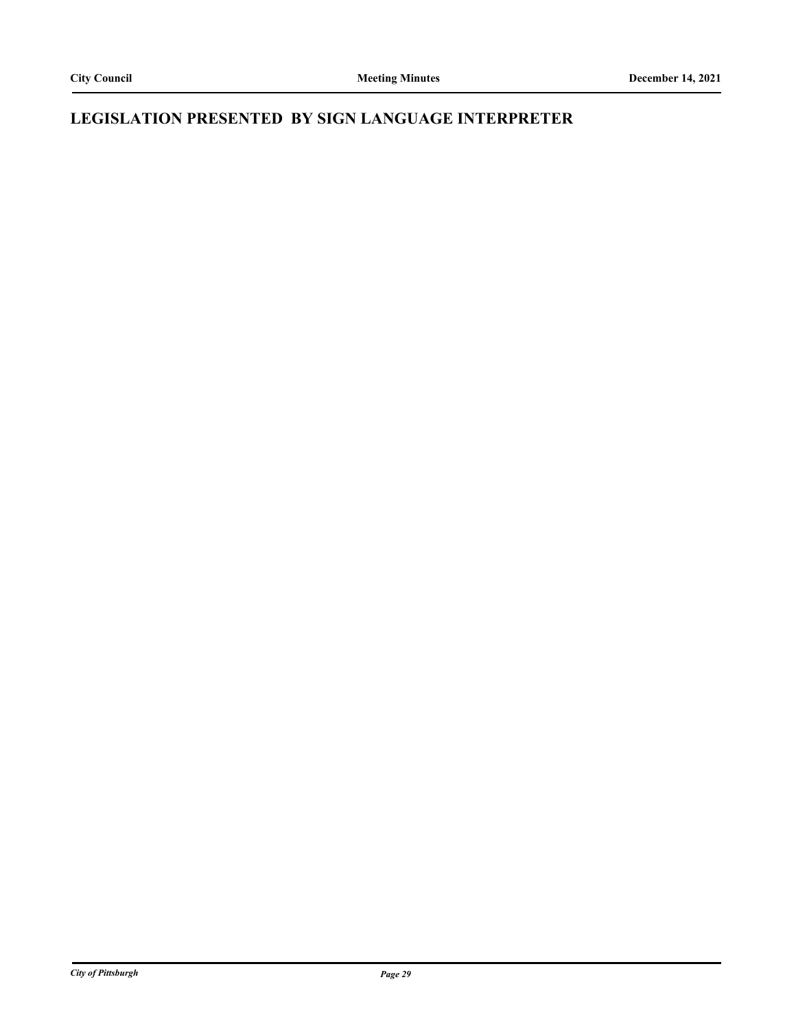## LEGISLATION PRESENTED BY SIGN LANGUAGE INTERPRETER